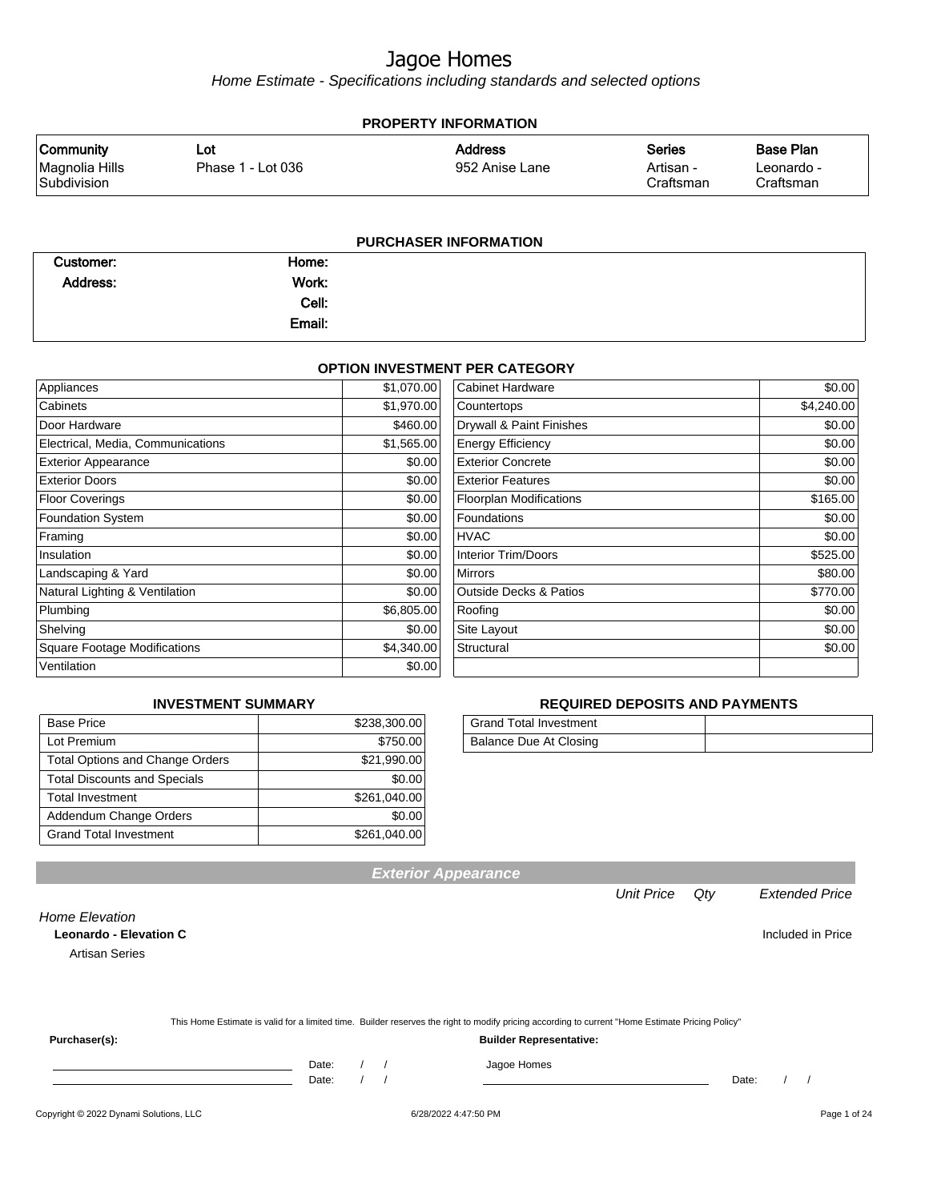# Jagoe Homes

*Home Estimate - Specifications including standards and selected options*

## PROPERTY INFORMATION

| Community | Lot | Address | Series | Base Plan |
|---|---|---|---|---|
| Magnolia Hills Subdivision | Phase 1 - Lot 036 | 952 Anise Lane | Artisan - Craftsman | Leonardo - Craftsman |

## PURCHASER INFORMATION

| | | | |
|---|---|---|---|
| **Customer:** | | **Home:** | |
| **Address:** | | **Work:** | |
| | | **Cell:** | |
| | | **Email:** | |

## OPTION INVESTMENT PER CATEGORY

| Category | Amount | Category | Amount |
|---|---|---|---|
| Appliances | $1,070.00 | Cabinet Hardware | $0.00 |
| Cabinets | $1,970.00 | Countertops | $4,240.00 |
| Door Hardware | $460.00 | Drywall & Paint Finishes | $0.00 |
| Electrical, Media, Communications | $1,565.00 | Energy Efficiency | $0.00 |
| Exterior Appearance | $0.00 | Exterior Concrete | $0.00 |
| Exterior Doors | $0.00 | Exterior Features | $0.00 |
| Floor Coverings | $0.00 | Floorplan Modifications | $165.00 |
| Foundation System | $0.00 | Foundations | $0.00 |
| Framing | $0.00 | HVAC | $0.00 |
| Insulation | $0.00 | Interior Trim/Doors | $525.00 |
| Landscaping & Yard | $0.00 | Mirrors | $80.00 |
| Natural Lighting & Ventilation | $0.00 | Outside Decks & Patios | $770.00 |
| Plumbing | $6,805.00 | Roofing | $0.00 |
| Shelving | $0.00 | Site Layout | $0.00 |
| Square Footage Modifications | $4,340.00 | Structural | $0.00 |
| Ventilation | $0.00 | | |

## INVESTMENT SUMMARY

| | |
|---|---|
| Base Price | $238,300.00 |
| Lot Premium | $750.00 |
| Total Options and Change Orders | $21,990.00 |
| Total Discounts and Specials | $0.00 |
| Total Investment | $261,040.00 |
| Addendum Change Orders | $0.00 |
| Grand Total Investment | $261,040.00 |

## REQUIRED DEPOSITS AND PAYMENTS

| | |
|---|---|
| Grand Total Investment | |
| Balance Due At Closing | |

## Exterior Appearance

| | Unit Price | Qty | Extended Price |
|---|---|---|---|
| *Home Elevation* | | | |
| **Leonardo - Elevation C** | | | Included in Price |
| Artisan Series | | | |

This Home Estimate is valid for a limited time. Builder reserves the right to modify pricing according to current "Home Estimate Pricing Policy"

**Purchaser(s):**

\_\_\_\_\_\_\_\_\_\_\_\_\_\_\_\_\_\_\_\_ Date: / /

\_\_\_\_\_\_\_\_\_\_\_\_\_\_\_\_\_\_\_\_ Date: / /

**Builder Representative:**

Jagoe Homes

\_\_\_\_\_\_\_\_\_\_\_\_\_\_\_\_\_\_\_\_ Date: / /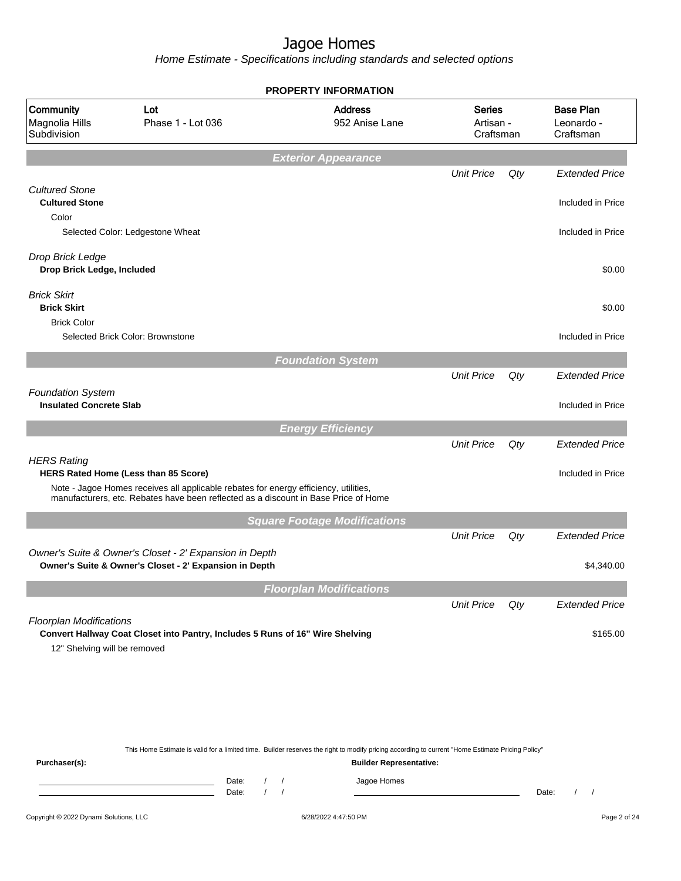# Jagoe Homes

*Home Estimate - Specifications including standards and selected options*

**PROPERTY INFORMATION**

| Community | Lot | Address | Series | Base Plan |
|---|---|---|---|---|
| Magnolia Hills Subdivision | Phase 1 - Lot 036 | 952 Anise Lane | Artisan - Craftsman | Leonardo - Craftsman |

## Exterior Appearance

| | Unit Price | Qty | Extended Price |
|---|---|---|---|
| *Cultured Stone* | | | |
| **Cultured Stone** | | | Included in Price |
| Color | | | |
| Selected Color: Ledgestone Wheat | | | Included in Price |
| *Drop Brick Ledge* | | | |
| **Drop Brick Ledge, Included** | | | $0.00 |
| *Brick Skirt* | | | |
| **Brick Skirt** | | | $0.00 |
| Brick Color | | | |
| Selected Brick Color: Brownstone | | | Included in Price |

## Foundation System

| | Unit Price | Qty | Extended Price |
|---|---|---|---|
| *Foundation System* | | | |
| **Insulated Concrete Slab** | | | Included in Price |

## Energy Efficiency

| | Unit Price | Qty | Extended Price |
|---|---|---|---|
| *HERS Rating* | | | |
| **HERS Rated Home (Less than 85 Score)** | | | Included in Price |
| Note - Jagoe Homes receives all applicable rebates for energy efficiency, utilities, manufacturers, etc. Rebates have been reflected as a discount in Base Price of Home | | | |

## Square Footage Modifications

| | Unit Price | Qty | Extended Price |
|---|---|---|---|
| *Owner's Suite & Owner's Closet - 2' Expansion in Depth* | | | |
| **Owner's Suite & Owner's Closet - 2' Expansion in Depth** | | | $4,340.00 |

## Floorplan Modifications

| | Unit Price | Qty | Extended Price |
|---|---|---|---|
| *Floorplan Modifications* | | | |
| **Convert Hallway Coat Closet into Pantry, Includes 5 Runs of 16" Wire Shelving** | | | $165.00 |
| 12" Shelving will be removed | | | |

This Home Estimate is valid for a limited time. Builder reserves the right to modify pricing according to current "Home Estimate Pricing Policy"

**Purchaser(s):** ______________________ Date: / /
______________________ Date: / /

**Builder Representative:** Jagoe Homes ______________________ Date: / /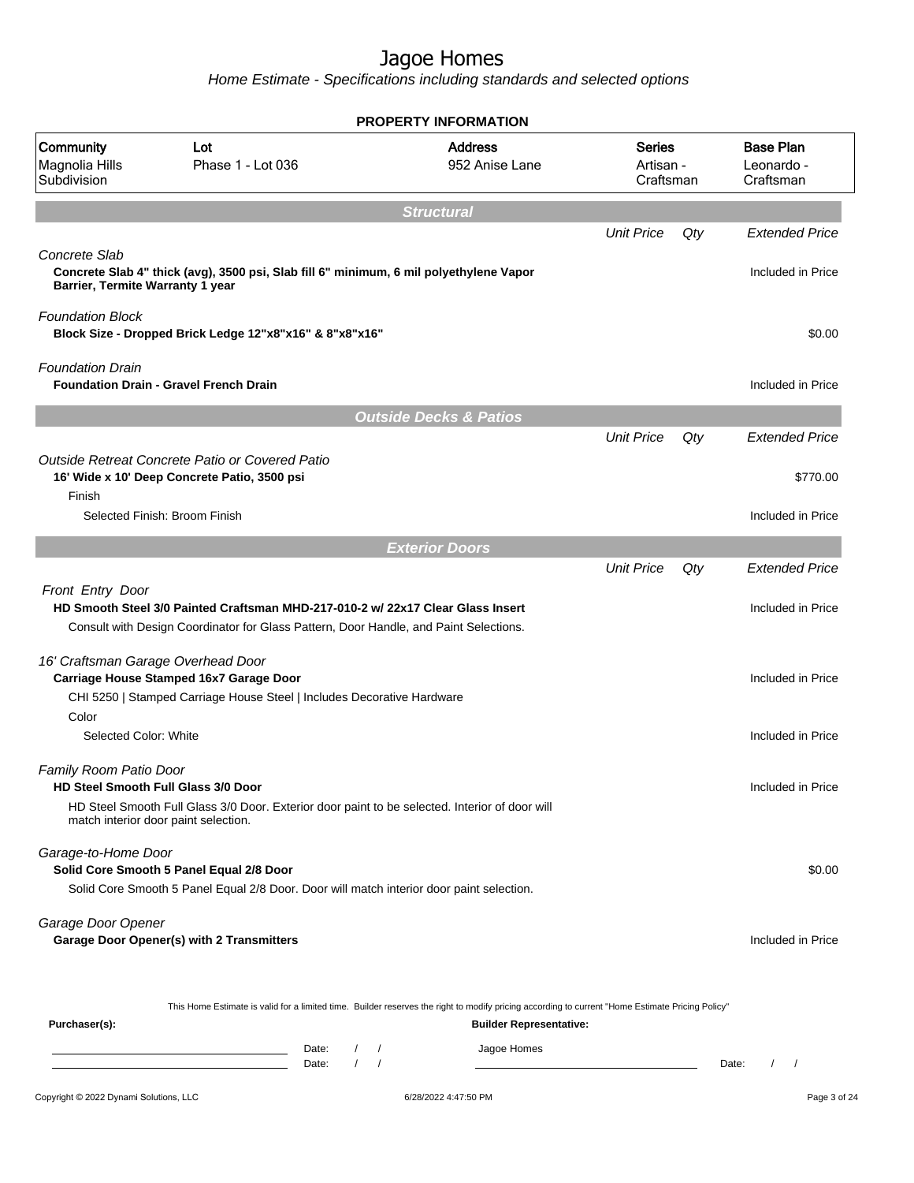# Jagoe Homes

*Home Estimate - Specifications including standards and selected options*

**PROPERTY INFORMATION**

| Community | Lot | Address | Series | Base Plan |
|---|---|---|---|---|
| Magnolia Hills Subdivision | Phase 1 - Lot 036 | 952 Anise Lane | Artisan - Craftsman | Leonardo - Craftsman |

## Structural

| | Unit Price | Qty | Extended Price |
|---|---|---|---|
| *Concrete Slab* | | | |
| **Concrete Slab 4" thick (avg), 3500 psi, Slab fill 6" minimum, 6 mil polyethylene Vapor Barrier, Termite Warranty 1 year** | | | Included in Price |
| *Foundation Block* | | | |
| **Block Size - Dropped Brick Ledge 12"x8"x16" & 8"x8"x16"** | | | $0.00 |
| *Foundation Drain* | | | |
| **Foundation Drain - Gravel French Drain** | | | Included in Price |

## Outside Decks & Patios

| | Unit Price | Qty | Extended Price |
|---|---|---|---|
| *Outside Retreat Concrete Patio or Covered Patio* | | | |
| **16' Wide x 10' Deep Concrete Patio, 3500 psi** | | | $770.00 |
| Finish | | | |
| Selected Finish: Broom Finish | | | Included in Price |

## Exterior Doors

| | Unit Price | Qty | Extended Price |
|---|---|---|---|
| *Front Entry Door* | | | |
| **HD Smooth Steel 3/0 Painted Craftsman MHD-217-010-2 w/ 22x17 Clear Glass Insert** | | | Included in Price |
| Consult with Design Coordinator for Glass Pattern, Door Handle, and Paint Selections. | | | |
| *16' Craftsman Garage Overhead Door* | | | |
| **Carriage House Stamped 16x7 Garage Door** | | | Included in Price |
| CHI 5250 \| Stamped Carriage House Steel \| Includes Decorative Hardware | | | |
| Color | | | |
| Selected Color: White | | | Included in Price |
| *Family Room Patio Door* | | | |
| **HD Steel Smooth Full Glass 3/0 Door** | | | Included in Price |
| HD Steel Smooth Full Glass 3/0 Door. Exterior door paint to be selected. Interior of door will match interior door paint selection. | | | |
| *Garage-to-Home Door* | | | |
| **Solid Core Smooth 5 Panel Equal 2/8 Door** | | | $0.00 |
| Solid Core Smooth 5 Panel Equal 2/8 Door. Door will match interior door paint selection. | | | |
| *Garage Door Opener* | | | |
| **Garage Door Opener(s) with 2 Transmitters** | | | Included in Price |

This Home Estimate is valid for a limited time. Builder reserves the right to modify pricing according to current "Home Estimate Pricing Policy"

**Purchaser(s):** ______________________ Date: / / 
______________________ Date: / /

**Builder Representative:** Jagoe Homes 
______________________ Date: / /

Copyright © 2022 Dynami Solutions, LLC 6/28/2022 4:47:50 PM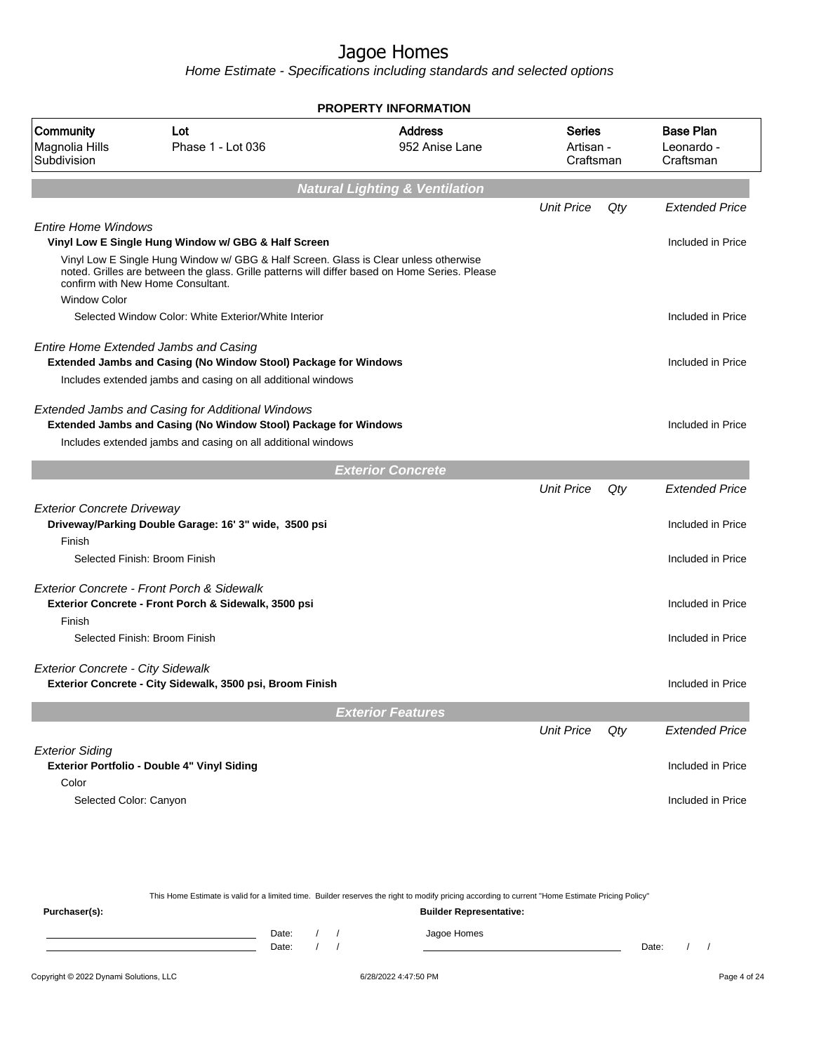# Jagoe Homes

*Home Estimate - Specifications including standards and selected options*

**PROPERTY INFORMATION**

| Community | Lot | Address | Series | Base Plan |
|---|---|---|---|---|
| Magnolia Hills Subdivision | Phase 1 - Lot 036 | 952 Anise Lane | Artisan - Craftsman | Leonardo - Craftsman |

## Natural Lighting & Ventilation

| | Unit Price | Qty | Extended Price |
|---|---|---|---|
| *Entire Home Windows* | | | |
| **Vinyl Low E Single Hung Window w/ GBG & Half Screen** | | | Included in Price |
| Vinyl Low E Single Hung Window w/ GBG & Half Screen. Glass is Clear unless otherwise noted. Grilles are between the glass. Grille patterns will differ based on Home Series. Please confirm with New Home Consultant. | | | |
| Window Color | | | |
| Selected Window Color: White Exterior/White Interior | | | Included in Price |
| *Entire Home Extended Jambs and Casing* | | | |
| **Extended Jambs and Casing (No Window Stool) Package for Windows** | | | Included in Price |
| Includes extended jambs and casing on all additional windows | | | |
| *Extended Jambs and Casing for Additional Windows* | | | |
| **Extended Jambs and Casing (No Window Stool) Package for Windows** | | | Included in Price |
| Includes extended jambs and casing on all additional windows | | | |

## Exterior Concrete

| | Unit Price | Qty | Extended Price |
|---|---|---|---|
| *Exterior Concrete Driveway* | | | |
| **Driveway/Parking Double Garage: 16' 3" wide, 3500 psi** | | | Included in Price |
| Finish | | | |
| Selected Finish: Broom Finish | | | Included in Price |
| *Exterior Concrete - Front Porch & Sidewalk* | | | |
| **Exterior Concrete - Front Porch & Sidewalk, 3500 psi** | | | Included in Price |
| Finish | | | |
| Selected Finish: Broom Finish | | | Included in Price |
| *Exterior Concrete - City Sidewalk* | | | |
| **Exterior Concrete - City Sidewalk, 3500 psi, Broom Finish** | | | Included in Price |

## Exterior Features

| | Unit Price | Qty | Extended Price |
|---|---|---|---|
| *Exterior Siding* | | | |
| **Exterior Portfolio - Double 4" Vinyl Siding** | | | Included in Price |
| Color | | | |
| Selected Color: Canyon | | | Included in Price |

This Home Estimate is valid for a limited time. Builder reserves the right to modify pricing according to current "Home Estimate Pricing Policy"

**Purchaser(s):** &nbsp;&nbsp;&nbsp;&nbsp; **Builder Representative:**

Date: / / &nbsp;&nbsp; Jagoe Homes

Date: / / &nbsp;&nbsp; Date: / /

Copyright © 2022 Dynami Solutions, LLC &nbsp;&nbsp; 6/28/2022 4:47:50 PM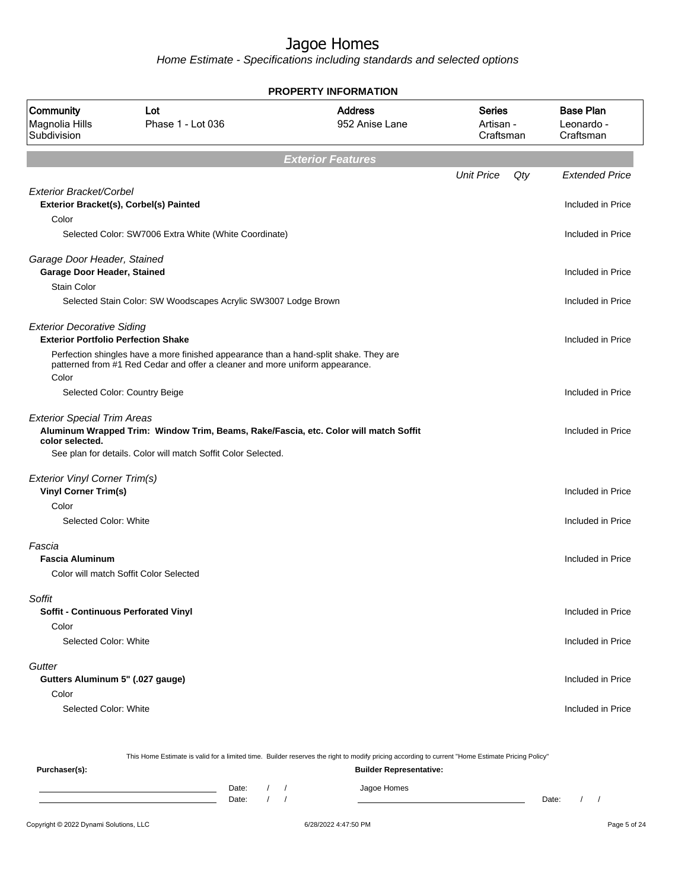# Jagoe Homes

*Home Estimate - Specifications including standards and selected options*

## PROPERTY INFORMATION

| Community | Lot | Address | Series | Base Plan |
|---|---|---|---|---|
| Magnolia Hills Subdivision | Phase 1 - Lot 036 | 952 Anise Lane | Artisan - Craftsman | Leonardo - Craftsman |

## Exterior Features

| | Unit Price | Qty | Extended Price |
|---|---|---|---|
| *Exterior Bracket/Corbel* | | | |
| **Exterior Bracket(s), Corbel(s) Painted** | | | Included in Price |
| Color | | | |
| Selected Color: SW7006 Extra White (White Coordinate) | | | Included in Price |
| *Garage Door Header, Stained* | | | |
| **Garage Door Header, Stained** | | | Included in Price |
| Stain Color | | | |
| Selected Stain Color: SW Woodscapes Acrylic SW3007 Lodge Brown | | | Included in Price |
| *Exterior Decorative Siding* | | | |
| **Exterior Portfolio Perfection Shake** | | | Included in Price |
| Perfection shingles have a more finished appearance than a hand-split shake. They are patterned from #1 Red Cedar and offer a cleaner and more uniform appearance. | | | |
| Color | | | |
| Selected Color: Country Beige | | | Included in Price |
| *Exterior Special Trim Areas* | | | |
| **Aluminum Wrapped Trim: Window Trim, Beams, Rake/Fascia, etc. Color will match Soffit color selected.** | | | Included in Price |
| See plan for details. Color will match Soffit Color Selected. | | | |
| *Exterior Vinyl Corner Trim(s)* | | | |
| **Vinyl Corner Trim(s)** | | | Included in Price |
| Color | | | |
| Selected Color: White | | | Included in Price |
| *Fascia* | | | |
| **Fascia Aluminum** | | | Included in Price |
| Color will match Soffit Color Selected | | | |
| *Soffit* | | | |
| **Soffit - Continuous Perforated Vinyl** | | | Included in Price |
| Color | | | |
| Selected Color: White | | | Included in Price |
| *Gutter* | | | |
| **Gutters Aluminum 5" (.027 gauge)** | | | Included in Price |
| Color | | | |
| Selected Color: White | | | Included in Price |

This Home Estimate is valid for a limited time. Builder reserves the right to modify pricing according to current "Home Estimate Pricing Policy"

**Purchaser(s):** Date: / / Date: / /

**Builder Representative:** Jagoe Homes Date: / /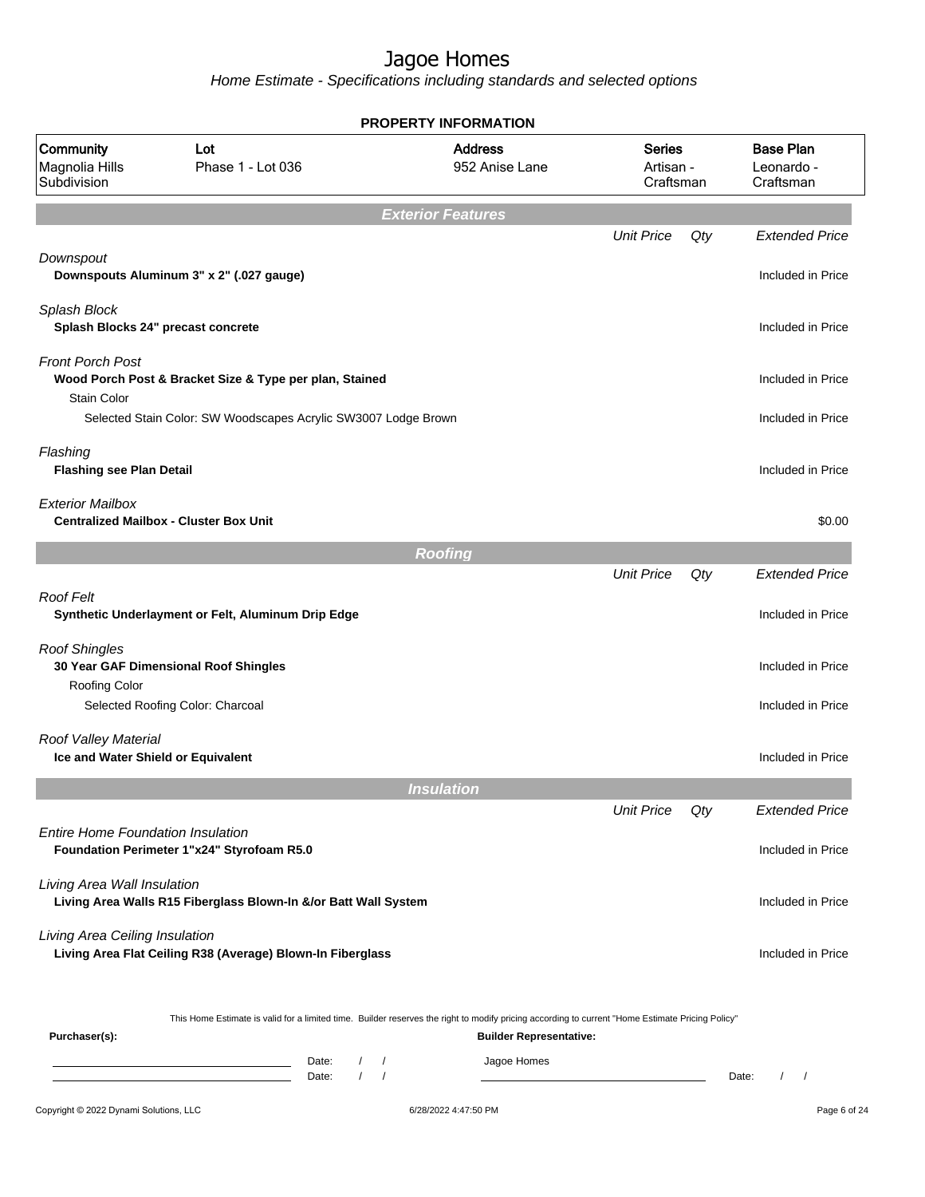# Jagoe Homes

*Home Estimate - Specifications including standards and selected options*

**PROPERTY INFORMATION**

| Community | Lot | Address | Series | Base Plan |
|---|---|---|---|---|
| Magnolia Hills Subdivision | Phase 1 - Lot 036 | 952 Anise Lane | Artisan - Craftsman | Leonardo - Craftsman |

## Exterior Features

| | Unit Price | Qty | Extended Price |
|---|---|---|---|
| *Downspout* | | | |
| **Downspouts Aluminum 3" x 2" (.027 gauge)** | | | Included in Price |
| *Splash Block* | | | |
| **Splash Blocks 24" precast concrete** | | | Included in Price |
| *Front Porch Post* | | | |
| **Wood Porch Post & Bracket Size & Type per plan, Stained** | | | Included in Price |
| Stain Color | | | |
| Selected Stain Color: SW Woodscapes Acrylic SW3007 Lodge Brown | | | Included in Price |
| *Flashing* | | | |
| **Flashing see Plan Detail** | | | Included in Price |
| *Exterior Mailbox* | | | |
| **Centralized Mailbox - Cluster Box Unit** | | | $0.00 |

## Roofing

| | Unit Price | Qty | Extended Price |
|---|---|---|---|
| *Roof Felt* | | | |
| **Synthetic Underlayment or Felt, Aluminum Drip Edge** | | | Included in Price |
| *Roof Shingles* | | | |
| **30 Year GAF Dimensional Roof Shingles** | | | Included in Price |
| Roofing Color | | | |
| Selected Roofing Color: Charcoal | | | Included in Price |
| *Roof Valley Material* | | | |
| **Ice and Water Shield or Equivalent** | | | Included in Price |

## Insulation

| | Unit Price | Qty | Extended Price |
|---|---|---|---|
| *Entire Home Foundation Insulation* | | | |
| **Foundation Perimeter 1"x24" Styrofoam R5.0** | | | Included in Price |
| *Living Area Wall Insulation* | | | |
| **Living Area Walls R15 Fiberglass Blown-In &/or Batt Wall System** | | | Included in Price |
| *Living Area Ceiling Insulation* | | | |
| **Living Area Flat Ceiling R38 (Average) Blown-In Fiberglass** | | | Included in Price |

This Home Estimate is valid for a limited time. Builder reserves the right to modify pricing according to current "Home Estimate Pricing Policy"

**Purchaser(s):** Date: / / Date: / /

**Builder Representative:** Jagoe Homes Date: / /

Copyright © 2022 Dynami Solutions, LLC 6/28/2022 4:47:50 PM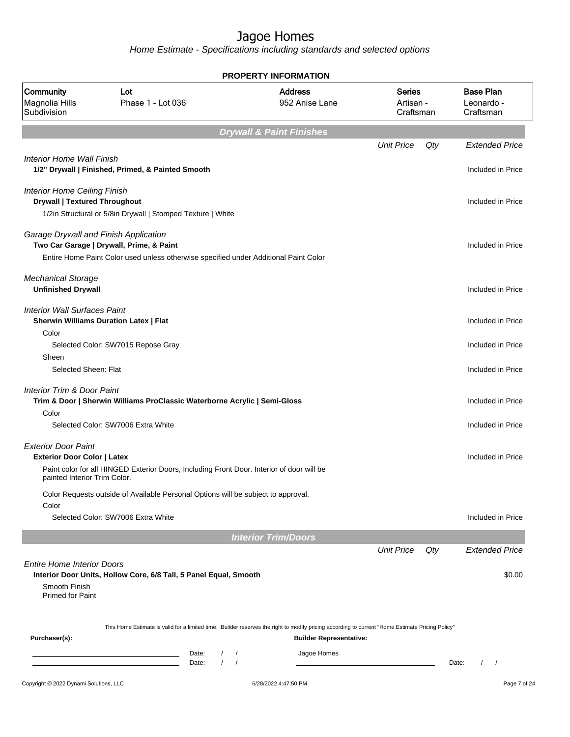# Jagoe Homes

*Home Estimate - Specifications including standards and selected options*

**PROPERTY INFORMATION**

| Community | Lot | Address | Series | Base Plan |
|---|---|---|---|---|
| Magnolia Hills Subdivision | Phase 1 - Lot 036 | 952 Anise Lane | Artisan - Craftsman | Leonardo - Craftsman |

## Drywall & Paint Finishes

| | Unit Price | Qty | Extended Price |
|---|---|---|---|
| *Interior Home Wall Finish* | | | |
| **1/2" Drywall \| Finished, Primed, & Painted Smooth** | | | Included in Price |
| *Interior Home Ceiling Finish* | | | |
| **Drywall \| Textured Throughout** | | | Included in Price |
| 1/2in Structural or 5/8in Drywall \| Stomped Texture \| White | | | |
| *Garage Drywall and Finish Application* | | | |
| **Two Car Garage \| Drywall, Prime, & Paint** | | | Included in Price |
| Entire Home Paint Color used unless otherwise specified under Additional Paint Color | | | |
| *Mechanical Storage* | | | |
| **Unfinished Drywall** | | | Included in Price |
| *Interior Wall Surfaces Paint* | | | |
| **Sherwin Williams Duration Latex \| Flat** | | | Included in Price |
| Color | | | |
| Selected Color: SW7015 Repose Gray | | | Included in Price |
| Sheen | | | |
| Selected Sheen: Flat | | | Included in Price |
| *Interior Trim & Door Paint* | | | |
| **Trim & Door \| Sherwin Williams ProClassic Waterborne Acrylic \| Semi-Gloss** | | | Included in Price |
| Color | | | |
| Selected Color: SW7006 Extra White | | | Included in Price |
| *Exterior Door Paint* | | | |
| **Exterior Door Color \| Latex** | | | Included in Price |
| Paint color for all HINGED Exterior Doors, Including Front Door. Interior of door will be painted Interior Trim Color. | | | |
| Color Requests outside of Available Personal Options will be subject to approval. | | | |
| Color | | | |
| Selected Color: SW7006 Extra White | | | Included in Price |

## Interior Trim/Doors

| | Unit Price | Qty | Extended Price |
|---|---|---|---|
| *Entire Home Interior Doors* | | | |
| **Interior Door Units, Hollow Core, 6/8 Tall, 5 Panel Equal, Smooth** | | | $0.00 |
| Smooth Finish<br>Primed for Paint | | | |

This Home Estimate is valid for a limited time. Builder reserves the right to modify pricing according to current "Home Estimate Pricing Policy"

**Purchaser(s):**

Date: / /

Date: / /

**Builder Representative:**

Jagoe Homes

Date: / /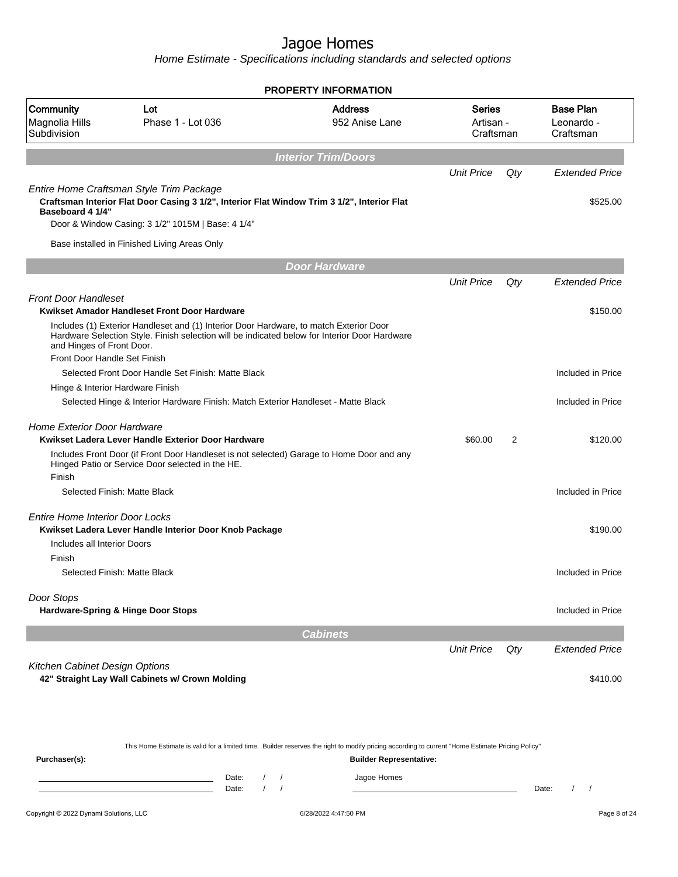# Jagoe Homes

*Home Estimate - Specifications including standards and selected options*

**PROPERTY INFORMATION**

| Community | Lot | Address | Series | Base Plan |
|---|---|---|---|---|
| Magnolia Hills Subdivision | Phase 1 - Lot 036 | 952 Anise Lane | Artisan - Craftsman | Leonardo - Craftsman |

## Interior Trim/Doors

| | Unit Price | Qty | Extended Price |
|---|---|---|---|
| *Entire Home Craftsman Style Trim Package* | | | |
| **Craftsman Interior Flat Door Casing 3 1/2", Interior Flat Window Trim 3 1/2", Interior Flat Baseboard 4 1/4"** | | | $525.00 |
| Door & Window Casing: 3 1/2" 1015M \| Base: 4 1/4" | | | |
| Base installed in Finished Living Areas Only | | | |

## Door Hardware

| | Unit Price | Qty | Extended Price |
|---|---|---|---|
| *Front Door Handleset* | | | |
| **Kwikset Amador Handleset Front Door Hardware** | | | $150.00 |
| Includes (1) Exterior Handleset and (1) Interior Door Hardware, to match Exterior Door Hardware Selection Style. Finish selection will be indicated below for Interior Door Hardware and Hinges of Front Door. | | | |
| Front Door Handle Set Finish | | | |
| Selected Front Door Handle Set Finish: Matte Black | | | Included in Price |
| Hinge & Interior Hardware Finish | | | |
| Selected Hinge & Interior Hardware Finish: Match Exterior Handleset - Matte Black | | | Included in Price |
| *Home Exterior Door Hardware* | | | |
| **Kwikset Ladera Lever Handle Exterior Door Hardware** | $60.00 | 2 | $120.00 |
| Includes Front Door (if Front Door Handleset is not selected) Garage to Home Door and any Hinged Patio or Service Door selected in the HE. | | | |
| Finish | | | |
| Selected Finish: Matte Black | | | Included in Price |
| *Entire Home Interior Door Locks* | | | |
| **Kwikset Ladera Lever Handle Interior Door Knob Package** | | | $190.00 |
| Includes all Interior Doors | | | |
| Finish | | | |
| Selected Finish: Matte Black | | | Included in Price |
| *Door Stops* | | | |
| **Hardware-Spring & Hinge Door Stops** | | | Included in Price |

## Cabinets

| | Unit Price | Qty | Extended Price |
|---|---|---|---|
| *Kitchen Cabinet Design Options* | | | |
| **42" Straight Lay Wall Cabinets w/ Crown Molding** | | | $410.00 |

This Home Estimate is valid for a limited time. Builder reserves the right to modify pricing according to current "Home Estimate Pricing Policy"

**Purchaser(s):**

Date: / /

Date: / /

**Builder Representative:**

Jagoe Homes

Date: / /

Copyright © 2022 Dynami Solutions, LLC — 6/28/2022 4:47:50 PM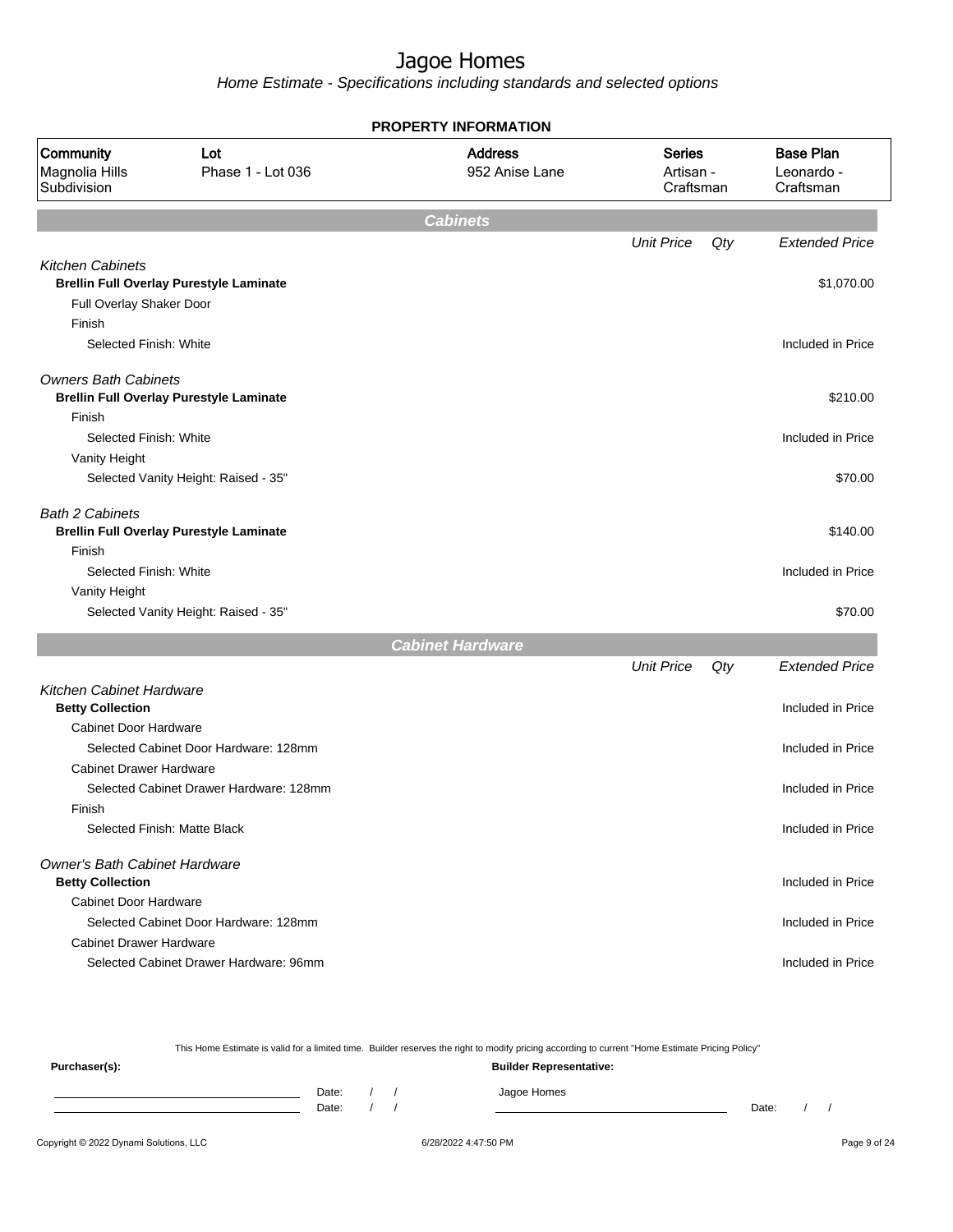# Jagoe Homes

*Home Estimate - Specifications including standards and selected options*

**PROPERTY INFORMATION**

| Community | Lot | Address | Series | Base Plan |
|---|---|---|---|---|
| Magnolia Hills Subdivision | Phase 1 - Lot 036 | 952 Anise Lane | Artisan - Craftsman | Leonardo - Craftsman |

## Cabinets

| | Unit Price | Qty | Extended Price |
|---|---|---|---|
| *Kitchen Cabinets* | | | |
| **Brellin Full Overlay Purestyle Laminate** | | | $1,070.00 |
| Full Overlay Shaker Door | | | |
| Finish | | | |
| Selected Finish: White | | | Included in Price |
| *Owners Bath Cabinets* | | | |
| **Brellin Full Overlay Purestyle Laminate** | | | $210.00 |
| Finish | | | |
| Selected Finish: White | | | Included in Price |
| Vanity Height | | | |
| Selected Vanity Height: Raised - 35" | | | $70.00 |
| *Bath 2 Cabinets* | | | |
| **Brellin Full Overlay Purestyle Laminate** | | | $140.00 |
| Finish | | | |
| Selected Finish: White | | | Included in Price |
| Vanity Height | | | |
| Selected Vanity Height: Raised - 35" | | | $70.00 |

## Cabinet Hardware

| | Unit Price | Qty | Extended Price |
|---|---|---|---|
| *Kitchen Cabinet Hardware* | | | |
| **Betty Collection** | | | Included in Price |
| Cabinet Door Hardware | | | |
| Selected Cabinet Door Hardware: 128mm | | | Included in Price |
| Cabinet Drawer Hardware | | | |
| Selected Cabinet Drawer Hardware: 128mm | | | Included in Price |
| Finish | | | |
| Selected Finish: Matte Black | | | Included in Price |
| *Owner's Bath Cabinet Hardware* | | | |
| **Betty Collection** | | | Included in Price |
| Cabinet Door Hardware | | | |
| Selected Cabinet Door Hardware: 128mm | | | Included in Price |
| Cabinet Drawer Hardware | | | |
| Selected Cabinet Drawer Hardware: 96mm | | | Included in Price |

This Home Estimate is valid for a limited time. Builder reserves the right to modify pricing according to current "Home Estimate Pricing Policy"

**Purchaser(s):** Date: / / Date: / /

**Builder Representative:** Jagoe Homes Date: / /

Copyright © 2022 Dynami Solutions, LLC 6/28/2022 4:47:50 PM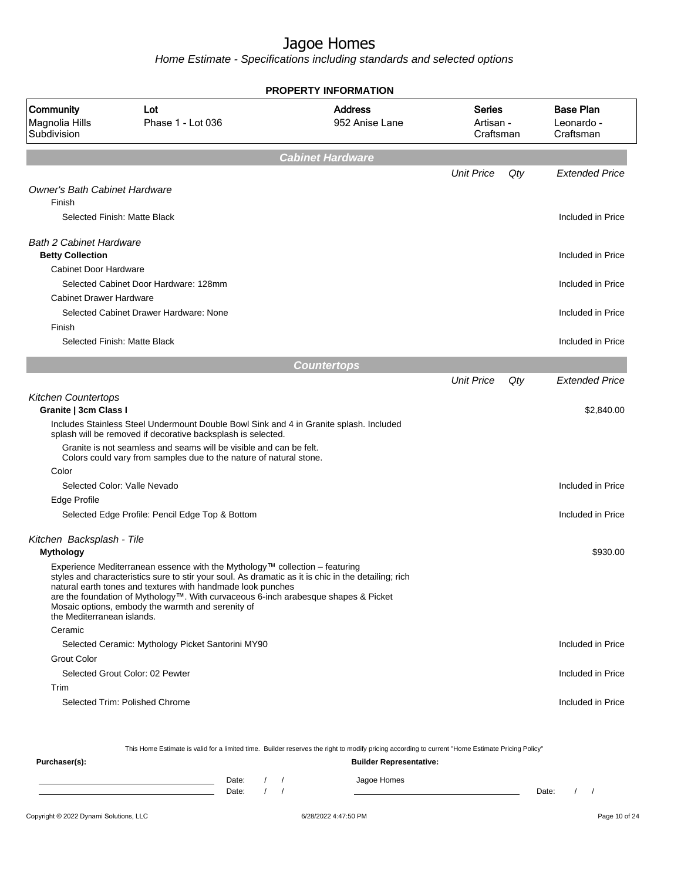# Jagoe Homes

*Home Estimate - Specifications including standards and selected options*

**PROPERTY INFORMATION**

| Community | Lot | Address | Series | Base Plan |
|---|---|---|---|---|
| Magnolia Hills Subdivision | Phase 1 - Lot 036 | 952 Anise Lane | Artisan - Craftsman | Leonardo - Craftsman |

## Cabinet Hardware

| | Unit Price | Qty | Extended Price |
|---|---|---|---|
| *Owner's Bath Cabinet Hardware* | | | |
| Finish | | | |
| Selected Finish: Matte Black | | | Included in Price |
| *Bath 2 Cabinet Hardware* | | | |
| **Betty Collection** | | | Included in Price |
| Cabinet Door Hardware | | | |
| Selected Cabinet Door Hardware: 128mm | | | Included in Price |
| Cabinet Drawer Hardware | | | |
| Selected Cabinet Drawer Hardware: None | | | Included in Price |
| Finish | | | |
| Selected Finish: Matte Black | | | Included in Price |

## Countertops

| | Unit Price | Qty | Extended Price |
|---|---|---|---|
| *Kitchen Countertops* | | | |
| **Granite \| 3cm Class I** | | | $2,840.00 |
| Includes Stainless Steel Undermount Double Bowl Sink and 4 in Granite splash. Included splash will be removed if decorative backsplash is selected. | | | |
| Granite is not seamless and seams will be visible and can be felt. Colors could vary from samples due to the nature of natural stone. | | | |
| Color | | | |
| Selected Color: Valle Nevado | | | Included in Price |
| Edge Profile | | | |
| Selected Edge Profile: Pencil Edge Top & Bottom | | | Included in Price |
| *Kitchen Backsplash - Tile* | | | |
| **Mythology** | | | $930.00 |
| Experience Mediterranean essence with the Mythology™ collection – featuring styles and characteristics sure to stir your soul. As dramatic as it is chic in the detailing; rich natural earth tones and textures with handmade look punches are the foundation of Mythology™. With curvaceous 6-inch arabesque shapes & Picket Mosaic options, embody the warmth and serenity of the Mediterranean islands. | | | |
| Ceramic | | | |
| Selected Ceramic: Mythology Picket Santorini MY90 | | | Included in Price |
| Grout Color | | | |
| Selected Grout Color: 02 Pewter | | | Included in Price |
| Trim | | | |
| Selected Trim: Polished Chrome | | | Included in Price |

This Home Estimate is valid for a limited time. Builder reserves the right to modify pricing according to current "Home Estimate Pricing Policy"

**Purchaser(s):**

Date: / /

Date: / /

**Builder Representative:**

Jagoe Homes

Date: / /

Copyright © 2022 Dynami Solutions, LLC — 6/28/2022 4:47:50 PM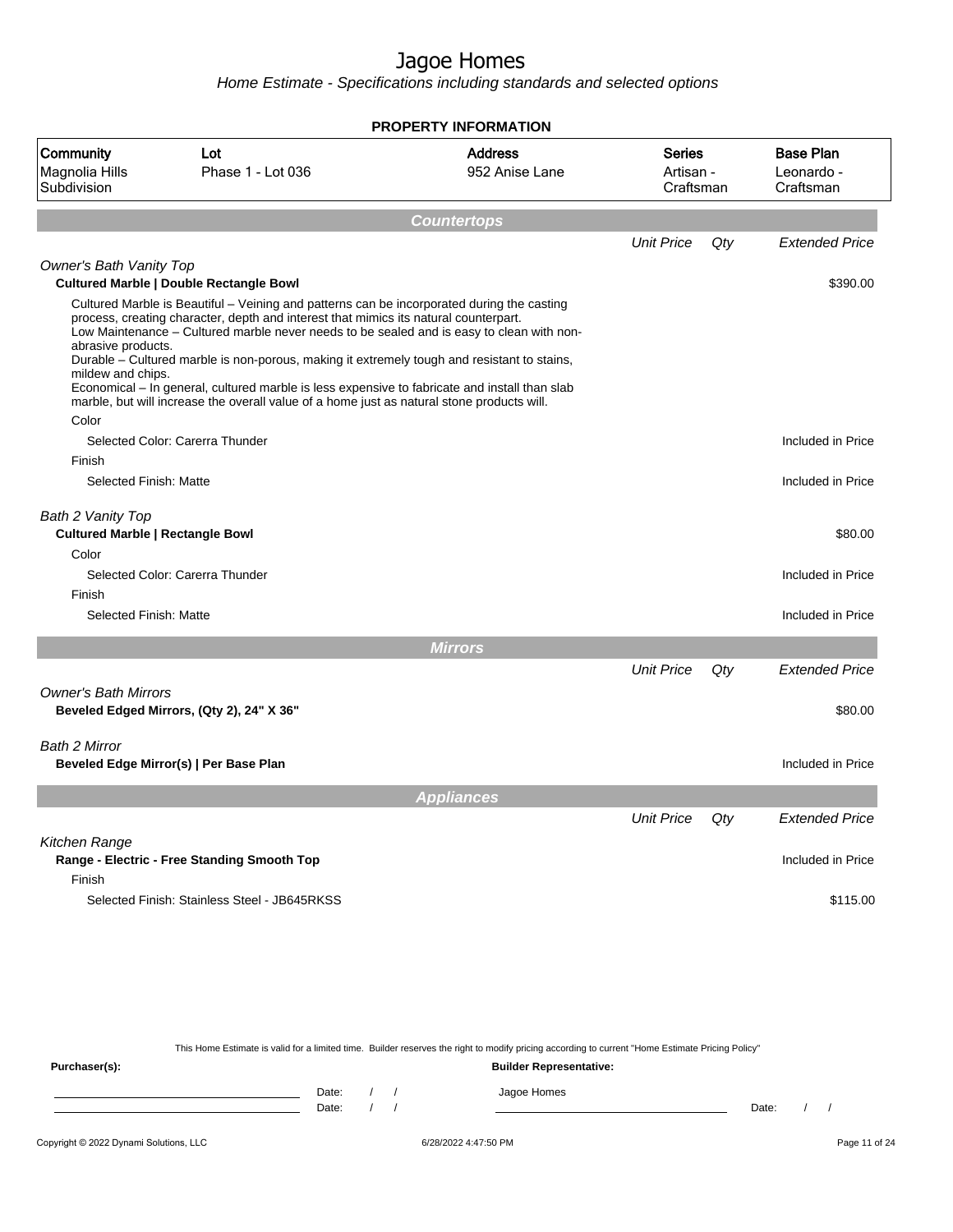# Jagoe Homes

*Home Estimate - Specifications including standards and selected options*

**PROPERTY INFORMATION**

| Community | Lot | Address | Series | Base Plan |
|---|---|---|---|---|
| Magnolia Hills Subdivision | Phase 1 - Lot 036 | 952 Anise Lane | Artisan - Craftsman | Leonardo - Craftsman |

## Countertops

| | Unit Price | Qty | Extended Price |
|---|---|---|---|
| *Owner's Bath Vanity Top* | | | |
| **Cultured Marble \| Double Rectangle Bowl** | | | $390.00 |
| Cultured Marble is Beautiful – Veining and patterns can be incorporated during the casting process, creating character, depth and interest that mimics its natural counterpart. Low Maintenance – Cultured marble never needs to be sealed and is easy to clean with non-abrasive products. Durable – Cultured marble is non-porous, making it extremely tough and resistant to stains, mildew and chips. Economical – In general, cultured marble is less expensive to fabricate and install than slab marble, but will increase the overall value of a home just as natural stone products will. | | | |
| Color | | | |
| Selected Color: Carerra Thunder | | | Included in Price |
| Finish | | | |
| Selected Finish: Matte | | | Included in Price |
| *Bath 2 Vanity Top* | | | |
| **Cultured Marble \| Rectangle Bowl** | | | $80.00 |
| Color | | | |
| Selected Color: Carerra Thunder | | | Included in Price |
| Finish | | | |
| Selected Finish: Matte | | | Included in Price |

## Mirrors

| | Unit Price | Qty | Extended Price |
|---|---|---|---|
| *Owner's Bath Mirrors* | | | |
| **Beveled Edged Mirrors, (Qty 2), 24" X 36"** | | | $80.00 |
| *Bath 2 Mirror* | | | |
| **Beveled Edge Mirror(s) \| Per Base Plan** | | | Included in Price |

## Appliances

| | Unit Price | Qty | Extended Price |
|---|---|---|---|
| *Kitchen Range* | | | |
| **Range - Electric - Free Standing Smooth Top** | | | Included in Price |
| Finish | | | |
| Selected Finish: Stainless Steel - JB645RKSS | | | $115.00 |

This Home Estimate is valid for a limited time. Builder reserves the right to modify pricing according to current "Home Estimate Pricing Policy"

**Purchaser(s):** Date: / / Date: / /

**Builder Representative:** Jagoe Homes Date: / /

Copyright © 2022 Dynami Solutions, LLC 6/28/2022 4:47:50 PM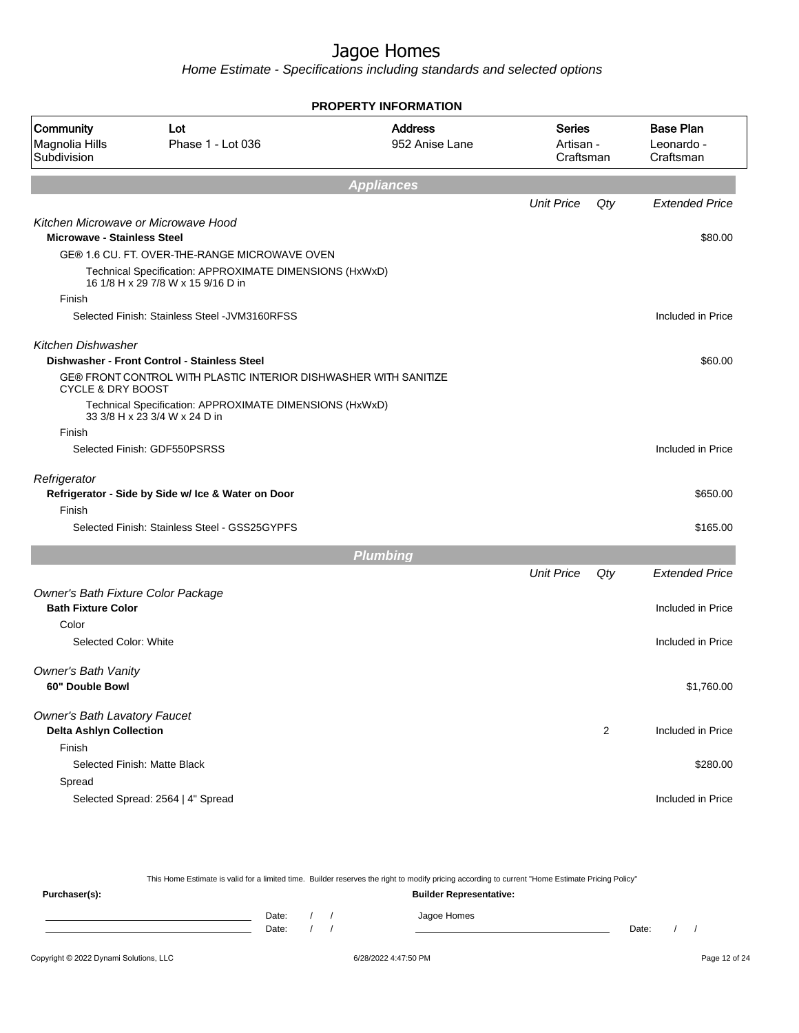# Jagoe Homes

*Home Estimate - Specifications including standards and selected options*

**PROPERTY INFORMATION**

| Community | Lot | Address | Series | Base Plan |
|---|---|---|---|---|
| Magnolia Hills Subdivision | Phase 1 - Lot 036 | 952 Anise Lane | Artisan - Craftsman | Leonardo - Craftsman |

## Appliances

| | Unit Price | Qty | Extended Price |
|---|---|---|---|
| *Kitchen Microwave or Microwave Hood* | | | |
| **Microwave - Stainless Steel** | | | $80.00 |
| GE® 1.6 CU. FT. OVER-THE-RANGE MICROWAVE OVEN | | | |
| Technical Specification: APPROXIMATE DIMENSIONS (HxWxD) 16 1/8 H x 29 7/8 W x 15 9/16 D in | | | |
| Finish | | | |
| Selected Finish: Stainless Steel -JVM3160RFSS | | | Included in Price |
| *Kitchen Dishwasher* | | | |
| **Dishwasher - Front Control - Stainless Steel** | | | $60.00 |
| GE® FRONT CONTROL WITH PLASTIC INTERIOR DISHWASHER WITH SANITIZE CYCLE & DRY BOOST | | | |
| Technical Specification: APPROXIMATE DIMENSIONS (HxWxD) 33 3/8 H x 23 3/4 W x 24 D in | | | |
| Finish | | | |
| Selected Finish: GDF550PSRSS | | | Included in Price |
| *Refrigerator* | | | |
| **Refrigerator - Side by Side w/ Ice & Water on Door** | | | $650.00 |
| Finish | | | |
| Selected Finish: Stainless Steel - GSS25GYPFS | | | $165.00 |

## Plumbing

| | Unit Price | Qty | Extended Price |
|---|---|---|---|
| *Owner's Bath Fixture Color Package* | | | |
| **Bath Fixture Color** | | | Included in Price |
| Color | | | |
| Selected Color: White | | | Included in Price |
| *Owner's Bath Vanity* | | | |
| **60" Double Bowl** | | | $1,760.00 |
| *Owner's Bath Lavatory Faucet* | | | |
| **Delta Ashlyn Collection** | | 2 | Included in Price |
| Finish | | | |
| Selected Finish: Matte Black | | | $280.00 |
| Spread | | | |
| Selected Spread: 2564 \| 4" Spread | | | Included in Price |

This Home Estimate is valid for a limited time. Builder reserves the right to modify pricing according to current "Home Estimate Pricing Policy"

**Purchaser(s):**

Date: / /

Date: / /

**Builder Representative:**

Jagoe Homes

Date: / /

Copyright © 2022 Dynami Solutions, LLC — 6/28/2022 4:47:50 PM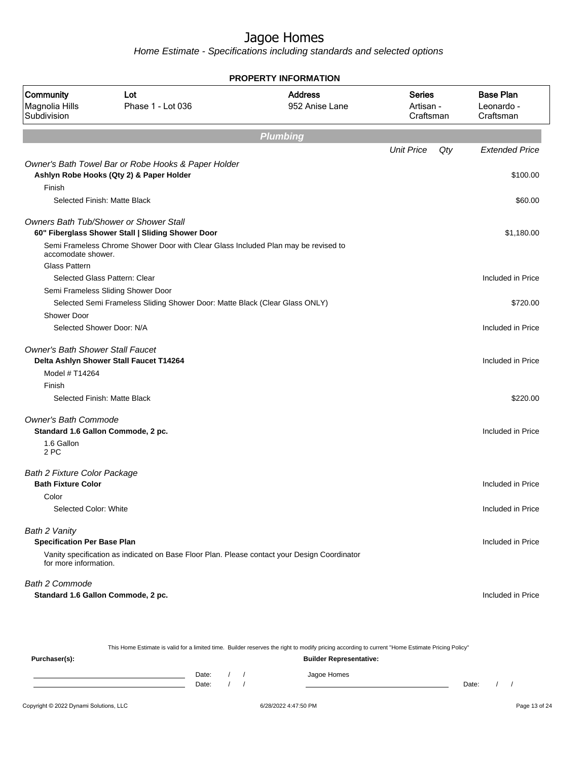# Jagoe Homes

Home Estimate - Specifications including standards and selected options

**PROPERTY INFORMATION**

| Community | Lot | Address | Series | Base Plan |
|---|---|---|---|---|
| Magnolia Hills Subdivision | Phase 1 - Lot 036 | 952 Anise Lane | Artisan - Craftsman | Leonardo - Craftsman |

## Plumbing

| | Unit Price | Qty | Extended Price |
|---|---|---|---|
| *Owner's Bath Towel Bar or Robe Hooks & Paper Holder* | | | |
| **Ashlyn Robe Hooks (Qty 2) & Paper Holder** | | | $100.00 |
| Finish | | | |
| Selected Finish: Matte Black | | | $60.00 |
| *Owners Bath Tub/Shower or Shower Stall* | | | |
| **60" Fiberglass Shower Stall \| Sliding Shower Door** | | | $1,180.00 |
| Semi Frameless Chrome Shower Door with Clear Glass Included Plan may be revised to accomodate shower. | | | |
| Glass Pattern | | | |
| Selected Glass Pattern: Clear | | | Included in Price |
| Semi Frameless Sliding Shower Door | | | |
| Selected Semi Frameless Sliding Shower Door: Matte Black (Clear Glass ONLY) | | | $720.00 |
| Shower Door | | | |
| Selected Shower Door: N/A | | | Included in Price |
| *Owner's Bath Shower Stall Faucet* | | | |
| **Delta Ashlyn Shower Stall Faucet T14264** | | | Included in Price |
| Model # T14264 | | | |
| Finish | | | |
| Selected Finish: Matte Black | | | $220.00 |
| *Owner's Bath Commode* | | | |
| **Standard 1.6 Gallon Commode, 2 pc.** | | | Included in Price |
| 1.6 Gallon 2 PC | | | |
| *Bath 2 Fixture Color Package* | | | |
| **Bath Fixture Color** | | | Included in Price |
| Color | | | |
| Selected Color: White | | | Included in Price |
| *Bath 2 Vanity* | | | |
| **Specification Per Base Plan** | | | Included in Price |
| Vanity specification as indicated on Base Floor Plan. Please contact your Design Coordinator for more information. | | | |
| *Bath 2 Commode* | | | |
| **Standard 1.6 Gallon Commode, 2 pc.** | | | Included in Price |

This Home Estimate is valid for a limited time. Builder reserves the right to modify pricing according to current "Home Estimate Pricing Policy"

**Purchaser(s):** Date: / / Date: / /

**Builder Representative:** Jagoe Homes Date: / /

Copyright © 2022 Dynami Solutions, LLC 6/28/2022 4:47:50 PM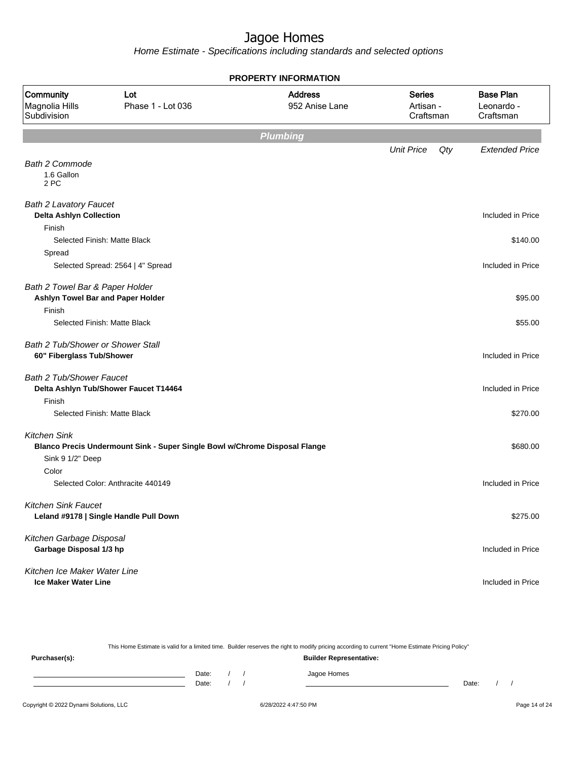# Jagoe Homes

*Home Estimate - Specifications including standards and selected options*

**PROPERTY INFORMATION**

| Community | Lot | Address | Series | Base Plan |
|---|---|---|---|---|
| Magnolia Hills Subdivision | Phase 1 - Lot 036 | 952 Anise Lane | Artisan - Craftsman | Leonardo - Craftsman |

## Plumbing

| | Unit Price | Qty | Extended Price |
|---|---|---|---|
| *Bath 2 Commode* | | | |
| 1.6 Gallon | | | |
| 2 PC | | | |
| *Bath 2 Lavatory Faucet* | | | |
| **Delta Ashlyn Collection** | | | Included in Price |
| Finish | | | |
| Selected Finish: Matte Black | | | $140.00 |
| Spread | | | |
| Selected Spread: 2564 \| 4" Spread | | | Included in Price |
| *Bath 2 Towel Bar & Paper Holder* | | | |
| **Ashlyn Towel Bar and Paper Holder** | | | $95.00 |
| Finish | | | |
| Selected Finish: Matte Black | | | $55.00 |
| *Bath 2 Tub/Shower or Shower Stall* | | | |
| **60" Fiberglass Tub/Shower** | | | Included in Price |
| *Bath 2 Tub/Shower Faucet* | | | |
| **Delta Ashlyn Tub/Shower Faucet T14464** | | | Included in Price |
| Finish | | | |
| Selected Finish: Matte Black | | | $270.00 |
| *Kitchen Sink* | | | |
| **Blanco Precis Undermount Sink - Super Single Bowl w/Chrome Disposal Flange** | | | $680.00 |
| Sink 9 1/2" Deep | | | |
| Color | | | |
| Selected Color: Anthracite 440149 | | | Included in Price |
| *Kitchen Sink Faucet* | | | |
| **Leland #9178 \| Single Handle Pull Down** | | | $275.00 |
| *Kitchen Garbage Disposal* | | | |
| **Garbage Disposal 1/3 hp** | | | Included in Price |
| *Kitchen Ice Maker Water Line* | | | |
| **Ice Maker Water Line** | | | Included in Price |

This Home Estimate is valid for a limited time. Builder reserves the right to modify pricing according to current "Home Estimate Pricing Policy"

**Purchaser(s):** **Builder Representative:**

Date: / / Jagoe Homes

Date: / / Date: / /

Copyright © 2022 Dynami Solutions, LLC 6/28/2022 4:47:50 PM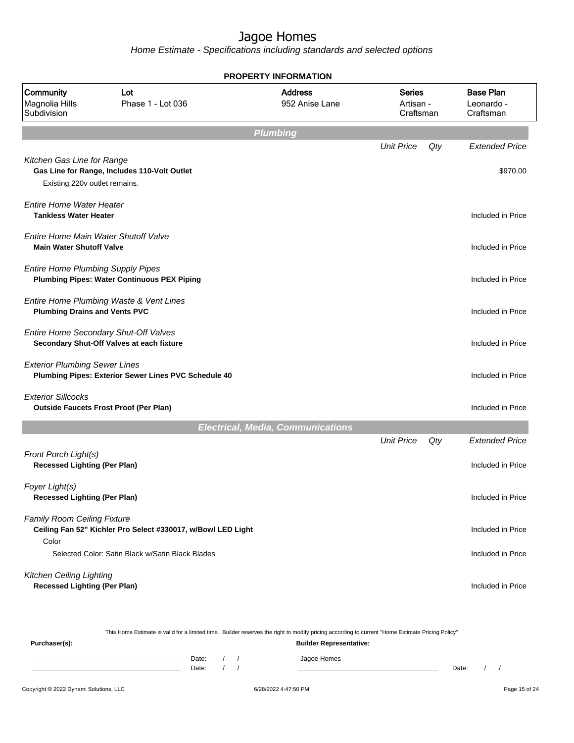# Jagoe Homes

*Home Estimate - Specifications including standards and selected options*

**PROPERTY INFORMATION**

| Community | Lot | Address | Series | Base Plan |
|---|---|---|---|---|
| Magnolia Hills Subdivision | Phase 1 - Lot 036 | 952 Anise Lane | Artisan - Craftsman | Leonardo - Craftsman |

## Plumbing

| | Unit Price | Qty | Extended Price |
|---|---|---|---|
| *Kitchen Gas Line for Range* | | | |
| **Gas Line for Range, Includes 110-Volt Outlet** | | | $970.00 |
| Existing 220v outlet remains. | | | |
| *Entire Home Water Heater* | | | |
| **Tankless Water Heater** | | | Included in Price |
| *Entire Home Main Water Shutoff Valve* | | | |
| **Main Water Shutoff Valve** | | | Included in Price |
| *Entire Home Plumbing Supply Pipes* | | | |
| **Plumbing Pipes: Water Continuous PEX Piping** | | | Included in Price |
| *Entire Home Plumbing Waste & Vent Lines* | | | |
| **Plumbing Drains and Vents PVC** | | | Included in Price |
| *Entire Home Secondary Shut-Off Valves* | | | |
| **Secondary Shut-Off Valves at each fixture** | | | Included in Price |
| *Exterior Plumbing Sewer Lines* | | | |
| **Plumbing Pipes: Exterior Sewer Lines PVC Schedule 40** | | | Included in Price |
| *Exterior Sillcocks* | | | |
| **Outside Faucets Frost Proof (Per Plan)** | | | Included in Price |

## Electrical, Media, Communications

| | Unit Price | Qty | Extended Price |
|---|---|---|---|
| *Front Porch Light(s)* | | | |
| **Recessed Lighting (Per Plan)** | | | Included in Price |
| *Foyer Light(s)* | | | |
| **Recessed Lighting (Per Plan)** | | | Included in Price |
| *Family Room Ceiling Fixture* | | | |
| **Ceiling Fan 52" Kichler Pro Select #330017, w/Bowl LED Light** | | | Included in Price |
| Color | | | |
| Selected Color: Satin Black w/Satin Black Blades | | | Included in Price |
| *Kitchen Ceiling Lighting* | | | |
| **Recessed Lighting (Per Plan)** | | | Included in Price |

This Home Estimate is valid for a limited time. Builder reserves the right to modify pricing according to current "Home Estimate Pricing Policy"

**Purchaser(s):** 

______________________ Date: / /

______________________ Date: / /

**Builder Representative:**

Jagoe Homes

______________________ Date: / /

Copyright © 2022 Dynami Solutions, LLC — 6/28/2022 4:47:50 PM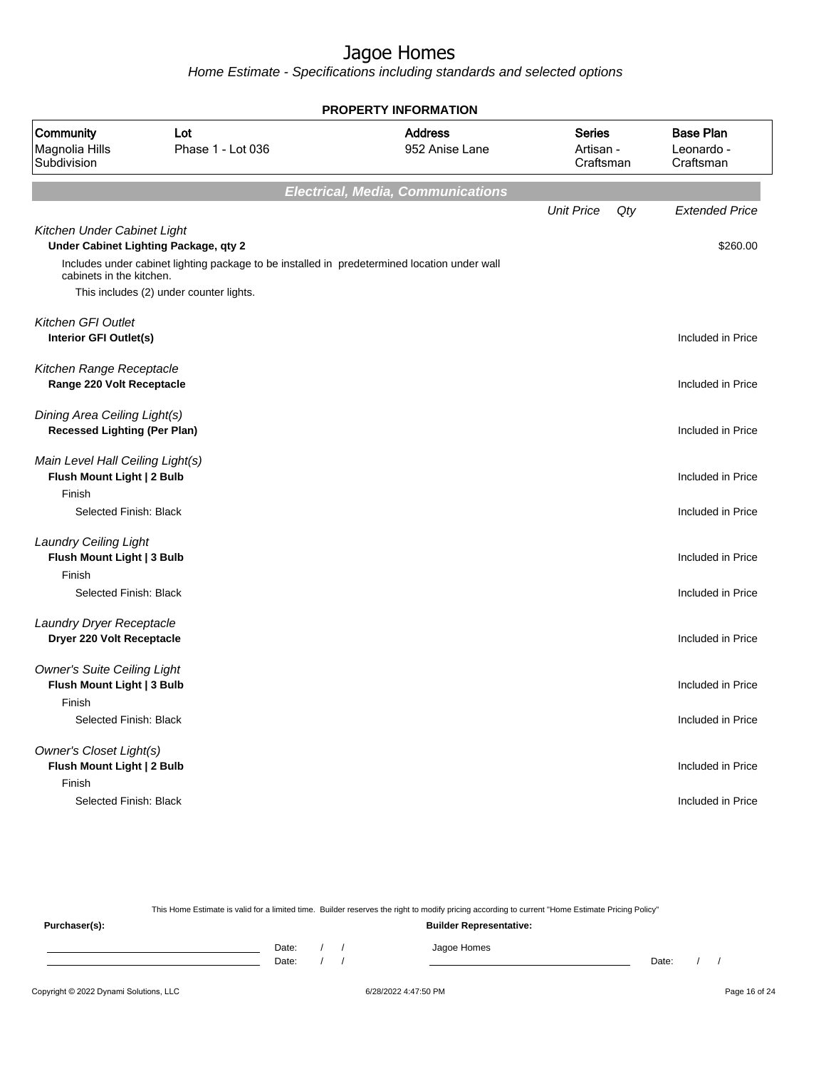# Jagoe Homes

*Home Estimate - Specifications including standards and selected options*

**PROPERTY INFORMATION**

| Community | Lot | Address | Series | Base Plan |
|---|---|---|---|---|
| Magnolia Hills Subdivision | Phase 1 - Lot 036 | 952 Anise Lane | Artisan - Craftsman | Leonardo - Craftsman |

## Electrical, Media, Communications

| | Unit Price | Qty | Extended Price |
|---|---|---|---|
| *Kitchen Under Cabinet Light* | | | |
| **Under Cabinet Lighting Package, qty 2** | | | $260.00 |
| Includes under cabinet lighting package to be installed in predetermined location under wall cabinets in the kitchen. | | | |
| This includes (2) under counter lights. | | | |
| *Kitchen GFI Outlet* | | | |
| **Interior GFI Outlet(s)** | | | Included in Price |
| *Kitchen Range Receptacle* | | | |
| **Range 220 Volt Receptacle** | | | Included in Price |
| *Dining Area Ceiling Light(s)* | | | |
| **Recessed Lighting (Per Plan)** | | | Included in Price |
| *Main Level Hall Ceiling Light(s)* | | | |
| **Flush Mount Light \| 2 Bulb** | | | Included in Price |
| Finish | | | |
| Selected Finish: Black | | | Included in Price |
| *Laundry Ceiling Light* | | | |
| **Flush Mount Light \| 3 Bulb** | | | Included in Price |
| Finish | | | |
| Selected Finish: Black | | | Included in Price |
| *Laundry Dryer Receptacle* | | | |
| **Dryer 220 Volt Receptacle** | | | Included in Price |
| *Owner's Suite Ceiling Light* | | | |
| **Flush Mount Light \| 3 Bulb** | | | Included in Price |
| Finish | | | |
| Selected Finish: Black | | | Included in Price |
| *Owner's Closet Light(s)* | | | |
| **Flush Mount Light \| 2 Bulb** | | | Included in Price |
| Finish | | | |
| Selected Finish: Black | | | Included in Price |

This Home Estimate is valid for a limited time. Builder reserves the right to modify pricing according to current "Home Estimate Pricing Policy"

**Purchaser(s):** 

Date: / /

Date: / /

**Builder Representative:**

Jagoe Homes

Date: / /

Copyright © 2022 Dynami Solutions, LLC — 6/28/2022 4:47:50 PM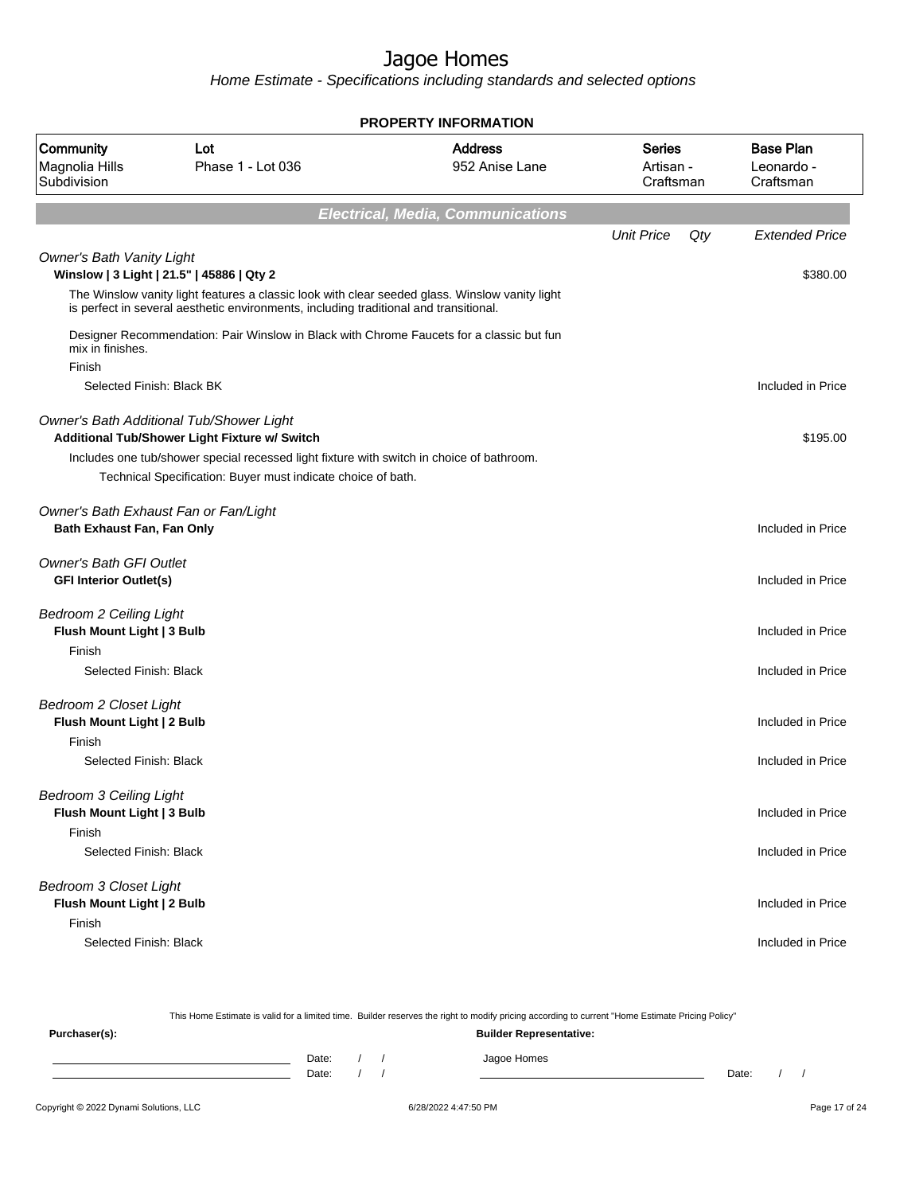# Jagoe Homes

*Home Estimate - Specifications including standards and selected options*

**PROPERTY INFORMATION**

| Community | Lot | Address | Series | Base Plan |
|---|---|---|---|---|
| Magnolia Hills Subdivision | Phase 1 - Lot 036 | 952 Anise Lane | Artisan - Craftsman | Leonardo - Craftsman |

## Electrical, Media, Communications

| | Unit Price | Qty | Extended Price |
|---|---|---|---|
| *Owner's Bath Vanity Light* | | | |
| **Winslow \| 3 Light \| 21.5" \| 45886 \| Qty 2** | | | $380.00 |
| The Winslow vanity light features a classic look with clear seeded glass. Winslow vanity light is perfect in several aesthetic environments, including traditional and transitional. | | | |
| Designer Recommendation: Pair Winslow in Black with Chrome Faucets for a classic but fun mix in finishes. | | | |
| Finish | | | |
| Selected Finish: Black BK | | | Included in Price |
| *Owner's Bath Additional Tub/Shower Light* | | | |
| **Additional Tub/Shower Light Fixture w/ Switch** | | | $195.00 |
| Includes one tub/shower special recessed light fixture with switch in choice of bathroom. | | | |
| Technical Specification: Buyer must indicate choice of bath. | | | |
| *Owner's Bath Exhaust Fan or Fan/Light* | | | |
| **Bath Exhaust Fan, Fan Only** | | | Included in Price |
| *Owner's Bath GFI Outlet* | | | |
| **GFI Interior Outlet(s)** | | | Included in Price |
| *Bedroom 2 Ceiling Light* | | | |
| **Flush Mount Light \| 3 Bulb** | | | Included in Price |
| Finish | | | |
| Selected Finish: Black | | | Included in Price |
| *Bedroom 2 Closet Light* | | | |
| **Flush Mount Light \| 2 Bulb** | | | Included in Price |
| Finish | | | |
| Selected Finish: Black | | | Included in Price |
| *Bedroom 3 Ceiling Light* | | | |
| **Flush Mount Light \| 3 Bulb** | | | Included in Price |
| Finish | | | |
| Selected Finish: Black | | | Included in Price |
| *Bedroom 3 Closet Light* | | | |
| **Flush Mount Light \| 2 Bulb** | | | Included in Price |
| Finish | | | |
| Selected Finish: Black | | | Included in Price |

This Home Estimate is valid for a limited time. Builder reserves the right to modify pricing according to current "Home Estimate Pricing Policy"

**Purchaser(s):**

Date: / /

Date: / /

**Builder Representative:**

Jagoe Homes

Date: / /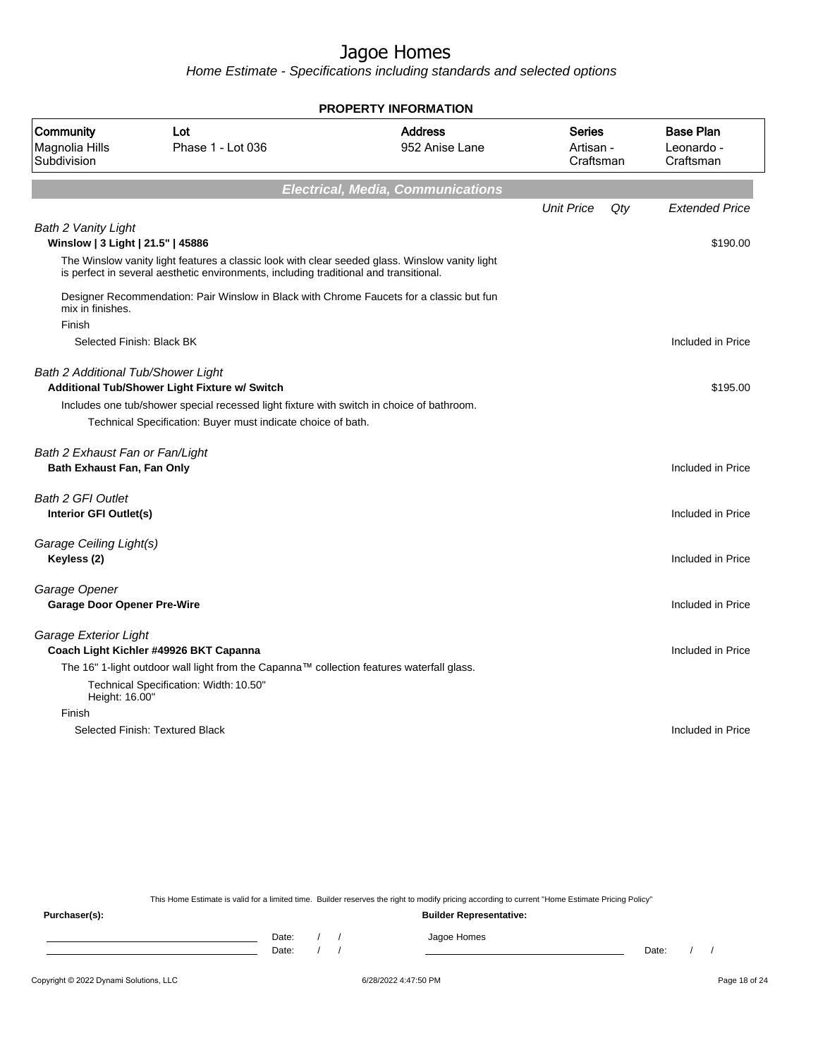# Jagoe Homes

*Home Estimate - Specifications including standards and selected options*

**PROPERTY INFORMATION**

| Community | Lot | Address | Series | Base Plan |
|---|---|---|---|---|
| Magnolia Hills Subdivision | Phase 1 - Lot 036 | 952 Anise Lane | Artisan - Craftsman | Leonardo - Craftsman |

## Electrical, Media, Communications

| | Unit Price | Qty | Extended Price |
|---|---|---|---|
| *Bath 2 Vanity Light* | | | |
| **Winslow \| 3 Light \| 21.5" \| 45886** | | | $190.00 |
| The Winslow vanity light features a classic look with clear seeded glass. Winslow vanity light is perfect in several aesthetic environments, including traditional and transitional. | | | |
| Designer Recommendation: Pair Winslow in Black with Chrome Faucets for a classic but fun mix in finishes. | | | |
| Finish | | | |
| Selected Finish: Black BK | | | Included in Price |
| *Bath 2 Additional Tub/Shower Light* | | | |
| **Additional Tub/Shower Light Fixture w/ Switch** | | | $195.00 |
| Includes one tub/shower special recessed light fixture with switch in choice of bathroom. | | | |
| Technical Specification: Buyer must indicate choice of bath. | | | |
| *Bath 2 Exhaust Fan or Fan/Light* | | | |
| **Bath Exhaust Fan, Fan Only** | | | Included in Price |
| *Bath 2 GFI Outlet* | | | |
| **Interior GFI Outlet(s)** | | | Included in Price |
| *Garage Ceiling Light(s)* | | | |
| **Keyless (2)** | | | Included in Price |
| *Garage Opener* | | | |
| **Garage Door Opener Pre-Wire** | | | Included in Price |
| *Garage Exterior Light* | | | |
| **Coach Light Kichler #49926 BKT Capanna** | | | Included in Price |
| The 16" 1-light outdoor wall light from the Capanna™ collection features waterfall glass. | | | |
| Technical Specification: Width: 10.50" Height: 16.00" | | | |
| Finish | | | |
| Selected Finish: Textured Black | | | Included in Price |

This Home Estimate is valid for a limited time. Builder reserves the right to modify pricing according to current "Home Estimate Pricing Policy"

**Purchaser(s):**

\_\_\_\_\_\_\_\_\_\_\_\_\_\_\_\_\_\_\_\_ Date: / /

\_\_\_\_\_\_\_\_\_\_\_\_\_\_\_\_\_\_\_\_ Date: / /

**Builder Representative:**

Jagoe Homes

\_\_\_\_\_\_\_\_\_\_\_\_\_\_\_\_\_\_\_\_ Date: / /

Copyright © 2022 Dynami Solutions, LLC — 6/28/2022 4:47:50 PM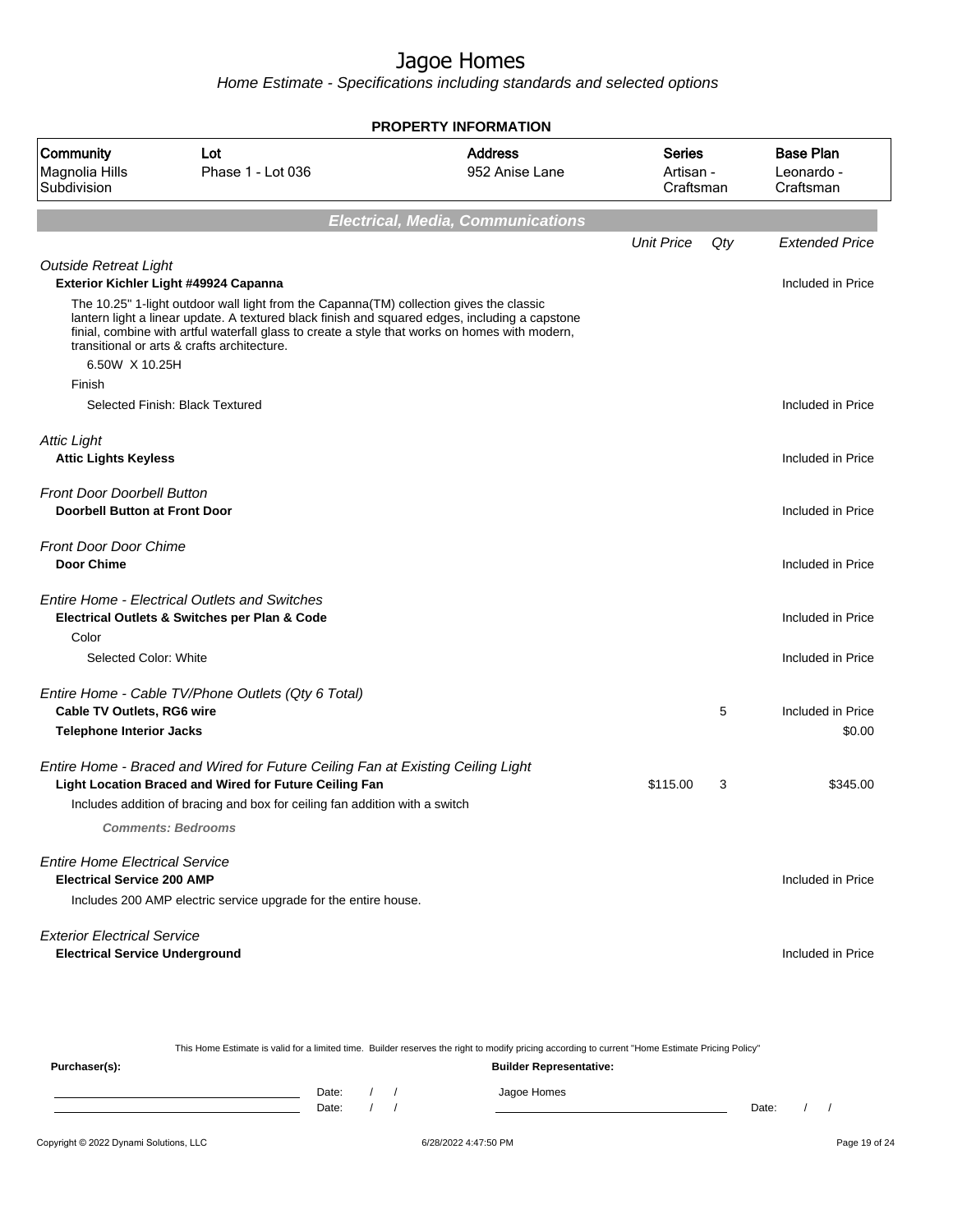# Jagoe Homes

*Home Estimate - Specifications including standards and selected options*

## PROPERTY INFORMATION

| Community | Lot | Address | Series | Base Plan |
|---|---|---|---|---|
| Magnolia Hills Subdivision | Phase 1 - Lot 036 | 952 Anise Lane | Artisan - Craftsman | Leonardo - Craftsman |

## Electrical, Media, Communications

| | Unit Price | Qty | Extended Price |
|---|---|---|---|
| *Outside Retreat Light* | | | |
| **Exterior Kichler Light #49924 Capanna** | | | Included in Price |
| The 10.25" 1-light outdoor wall light from the Capanna(TM) collection gives the classic lantern light a linear update. A textured black finish and squared edges, including a capstone finial, combine with artful waterfall glass to create a style that works on homes with modern, transitional or arts & crafts architecture. | | | |
| 6.50W X 10.25H | | | |
| Finish | | | |
| Selected Finish: Black Textured | | | Included in Price |
| *Attic Light* | | | |
| **Attic Lights Keyless** | | | Included in Price |
| *Front Door Doorbell Button* | | | |
| **Doorbell Button at Front Door** | | | Included in Price |
| *Front Door Door Chime* | | | |
| **Door Chime** | | | Included in Price |
| *Entire Home - Electrical Outlets and Switches* | | | |
| **Electrical Outlets & Switches per Plan & Code** | | | Included in Price |
| Color | | | |
| Selected Color: White | | | Included in Price |
| *Entire Home - Cable TV/Phone Outlets (Qty 6 Total)* | | | |
| **Cable TV Outlets, RG6 wire** | | 5 | Included in Price |
| **Telephone Interior Jacks** | | | $0.00 |
| *Entire Home - Braced and Wired for Future Ceiling Fan at Existing Ceiling Light* | | | |
| **Light Location Braced and Wired for Future Ceiling Fan** | $115.00 | 3 | $345.00 |
| Includes addition of bracing and box for ceiling fan addition with a switch | | | |
| ***Comments: Bedrooms*** | | | |
| *Entire Home Electrical Service* | | | |
| **Electrical Service 200 AMP** | | | Included in Price |
| Includes 200 AMP electric service upgrade for the entire house. | | | |
| *Exterior Electrical Service* | | | |
| **Electrical Service Underground** | | | Included in Price |

This Home Estimate is valid for a limited time. Builder reserves the right to modify pricing according to current "Home Estimate Pricing Policy"

**Purchaser(s):** 

Date: / /

Date: / /

**Builder Representative:**

Jagoe Homes

Date: / /

Copyright © 2022 Dynami Solutions, LLC — 6/28/2022 4:47:50 PM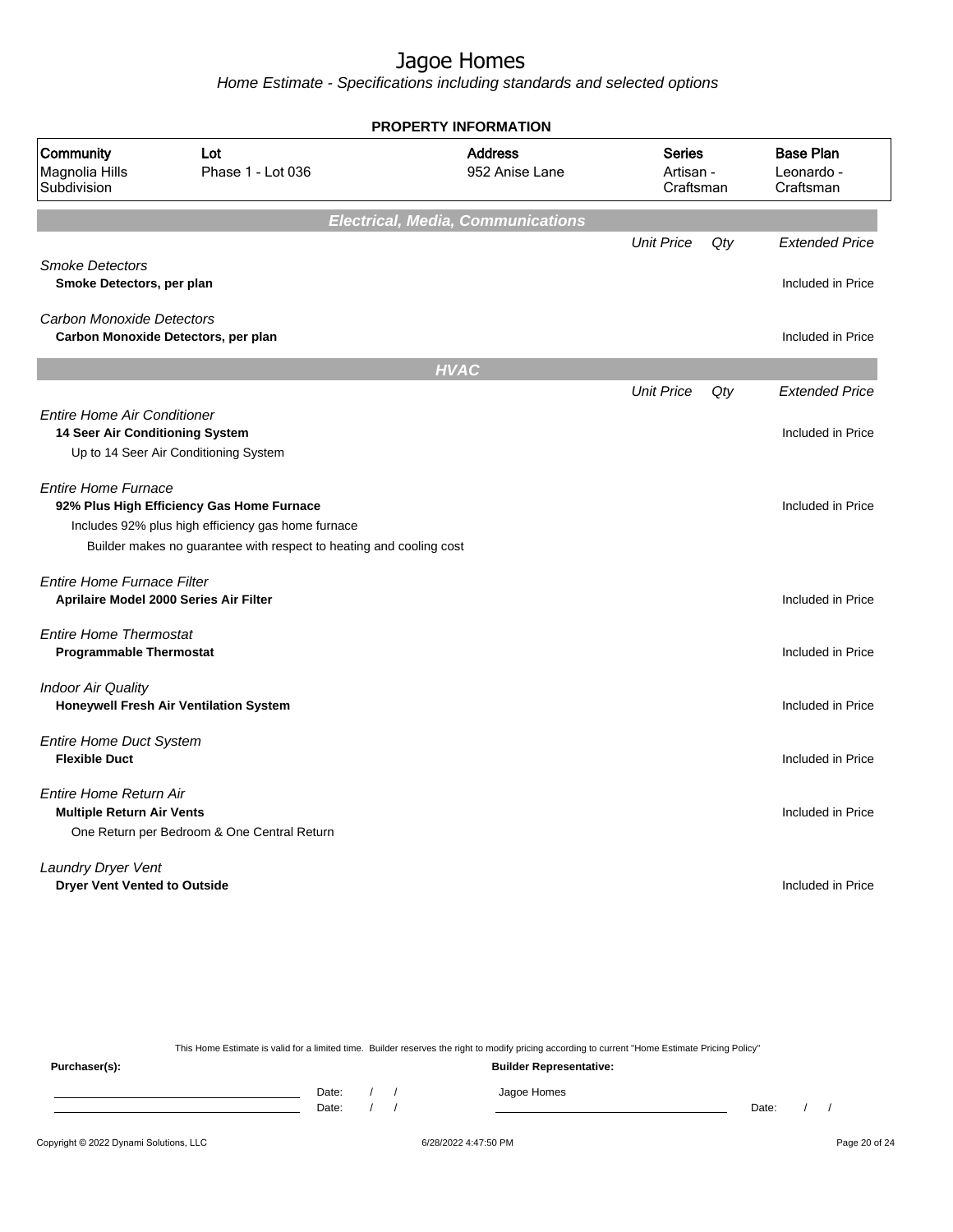# Jagoe Homes

*Home Estimate - Specifications including standards and selected options*

**PROPERTY INFORMATION**

| Community | Lot | Address | Series | Base Plan |
|---|---|---|---|---|
| Magnolia Hills Subdivision | Phase 1 - Lot 036 | 952 Anise Lane | Artisan - Craftsman | Leonardo - Craftsman |

## Electrical, Media, Communications

| | Unit Price | Qty | Extended Price |
|---|---|---|---|
| *Smoke Detectors* | | | |
| **Smoke Detectors, per plan** | | | Included in Price |
| *Carbon Monoxide Detectors* | | | |
| **Carbon Monoxide Detectors, per plan** | | | Included in Price |

## HVAC

| | Unit Price | Qty | Extended Price |
|---|---|---|---|
| *Entire Home Air Conditioner* | | | |
| **14 Seer Air Conditioning System**<br>Up to 14 Seer Air Conditioning System | | | Included in Price |
| *Entire Home Furnace* | | | |
| **92% Plus High Efficiency Gas Home Furnace**<br>Includes 92% plus high efficiency gas home furnace<br>Builder makes no guarantee with respect to heating and cooling cost | | | Included in Price |
| *Entire Home Furnace Filter* | | | |
| **Aprilaire Model 2000 Series Air Filter** | | | Included in Price |
| *Entire Home Thermostat* | | | |
| **Programmable Thermostat** | | | Included in Price |
| *Indoor Air Quality* | | | |
| **Honeywell Fresh Air Ventilation System** | | | Included in Price |
| *Entire Home Duct System* | | | |
| **Flexible Duct** | | | Included in Price |
| *Entire Home Return Air* | | | |
| **Multiple Return Air Vents**<br>One Return per Bedroom & One Central Return | | | Included in Price |
| *Laundry Dryer Vent* | | | |
| **Dryer Vent Vented to Outside** | | | Included in Price |

This Home Estimate is valid for a limited time. Builder reserves the right to modify pricing according to current "Home Estimate Pricing Policy"

**Purchaser(s):**

Date: / /

Date: / /

**Builder Representative:**

Jagoe Homes

Date: / /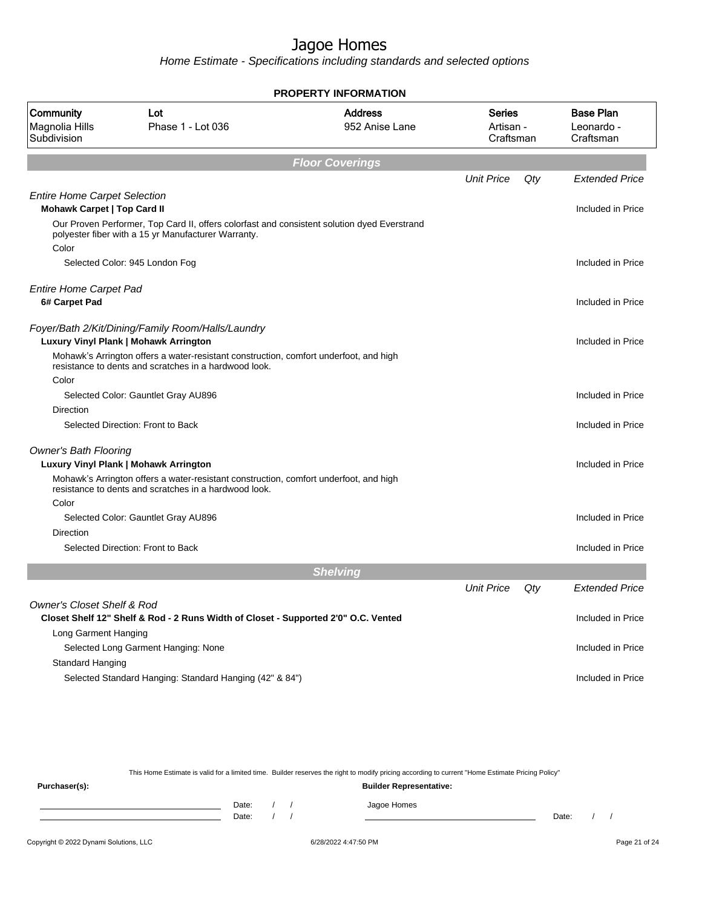# Jagoe Homes

*Home Estimate - Specifications including standards and selected options*

**PROPERTY INFORMATION**

| Community | Lot | Address | Series | Base Plan |
|---|---|---|---|---|
| Magnolia Hills Subdivision | Phase 1 - Lot 036 | 952 Anise Lane | Artisan - Craftsman | Leonardo - Craftsman |

## Floor Coverings

| | Unit Price | Qty | Extended Price |
|---|---|---|---|
| *Entire Home Carpet Selection* | | | |
| **Mohawk Carpet \| Top Card II** | | | Included in Price |
| Our Proven Performer, Top Card II, offers colorfast and consistent solution dyed Everstrand polyester fiber with a 15 yr Manufacturer Warranty. | | | |
| Color | | | |
| Selected Color: 945 London Fog | | | Included in Price |
| *Entire Home Carpet Pad* | | | |
| **6# Carpet Pad** | | | Included in Price |
| *Foyer/Bath 2/Kit/Dining/Family Room/Halls/Laundry* | | | |
| **Luxury Vinyl Plank \| Mohawk Arrington** | | | Included in Price |
| Mohawk's Arrington offers a water-resistant construction, comfort underfoot, and high resistance to dents and scratches in a hardwood look. | | | |
| Color | | | |
| Selected Color: Gauntlet Gray AU896 | | | Included in Price |
| Direction | | | |
| Selected Direction: Front to Back | | | Included in Price |
| *Owner's Bath Flooring* | | | |
| **Luxury Vinyl Plank \| Mohawk Arrington** | | | Included in Price |
| Mohawk's Arrington offers a water-resistant construction, comfort underfoot, and high resistance to dents and scratches in a hardwood look. | | | |
| Color | | | |
| Selected Color: Gauntlet Gray AU896 | | | Included in Price |
| Direction | | | |
| Selected Direction: Front to Back | | | Included in Price |

## Shelving

| | Unit Price | Qty | Extended Price |
|---|---|---|---|
| *Owner's Closet Shelf & Rod* | | | |
| **Closet Shelf 12" Shelf & Rod - 2 Runs Width of Closet - Supported 2'0" O.C. Vented** | | | Included in Price |
| Long Garment Hanging | | | |
| Selected Long Garment Hanging: None | | | Included in Price |
| Standard Hanging | | | |
| Selected Standard Hanging: Standard Hanging (42" & 84") | | | Included in Price |

This Home Estimate is valid for a limited time. Builder reserves the right to modify pricing according to current "Home Estimate Pricing Policy"

**Purchaser(s):** **Builder Representative:**

Date: / / Jagoe Homes

Date: / / Date: / /

Copyright © 2022 Dynami Solutions, LLC 6/28/2022 4:47:50 PM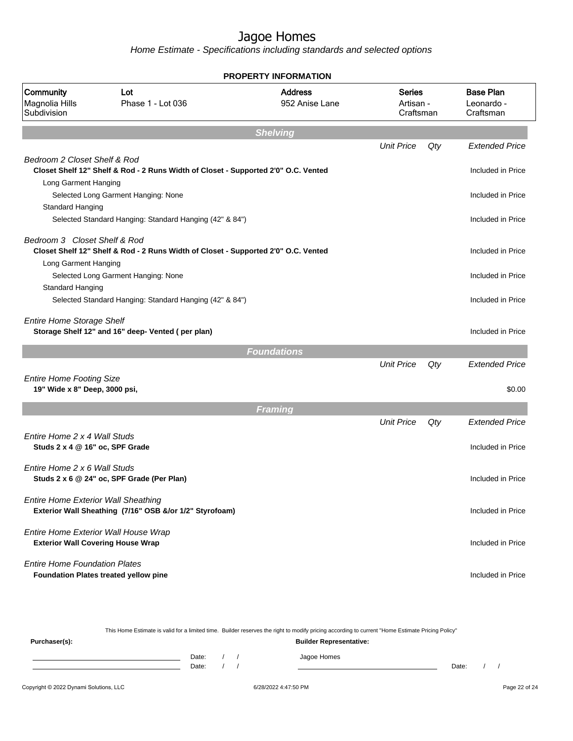# Jagoe Homes

*Home Estimate - Specifications including standards and selected options*

**PROPERTY INFORMATION**

| Community | Lot | Address | Series | Base Plan |
|---|---|---|---|---|
| Magnolia Hills Subdivision | Phase 1 - Lot 036 | 952 Anise Lane | Artisan - Craftsman | Leonardo - Craftsman |

## Shelving

| | Unit Price | Qty | Extended Price |
|---|---|---|---|
| *Bedroom 2 Closet Shelf & Rod* | | | |
| **Closet Shelf 12" Shelf & Rod - 2 Runs Width of Closet - Supported 2'0" O.C. Vented** | | | Included in Price |
| Long Garment Hanging | | | |
| Selected Long Garment Hanging: None | | | Included in Price |
| Standard Hanging | | | |
| Selected Standard Hanging: Standard Hanging (42" & 84") | | | Included in Price |
| *Bedroom 3 Closet Shelf & Rod* | | | |
| **Closet Shelf 12" Shelf & Rod - 2 Runs Width of Closet - Supported 2'0" O.C. Vented** | | | Included in Price |
| Long Garment Hanging | | | |
| Selected Long Garment Hanging: None | | | Included in Price |
| Standard Hanging | | | |
| Selected Standard Hanging: Standard Hanging (42" & 84") | | | Included in Price |
| *Entire Home Storage Shelf* | | | |
| **Storage Shelf 12" and 16" deep- Vented ( per plan)** | | | Included in Price |

## Foundations

| | Unit Price | Qty | Extended Price |
|---|---|---|---|
| *Entire Home Footing Size* | | | |
| **19" Wide x 8" Deep, 3000 psi,** | | | $0.00 |

## Framing

| | Unit Price | Qty | Extended Price |
|---|---|---|---|
| *Entire Home 2 x 4 Wall Studs* | | | |
| **Studs 2 x 4 @ 16" oc, SPF Grade** | | | Included in Price |
| *Entire Home 2 x 6 Wall Studs* | | | |
| **Studs 2 x 6 @ 24" oc, SPF Grade (Per Plan)** | | | Included in Price |
| *Entire Home Exterior Wall Sheathing* | | | |
| **Exterior Wall Sheathing (7/16" OSB &/or 1/2" Styrofoam)** | | | Included in Price |
| *Entire Home Exterior Wall House Wrap* | | | |
| **Exterior Wall Covering House Wrap** | | | Included in Price |
| *Entire Home Foundation Plates* | | | |
| **Foundation Plates treated yellow pine** | | | Included in Price |

This Home Estimate is valid for a limited time. Builder reserves the right to modify pricing according to current "Home Estimate Pricing Policy"

**Purchaser(s):**

Date: / /

Date: / /

**Builder Representative:**

Jagoe Homes

Date: / /

Copyright © 2022 Dynami Solutions, LLC 6/28/2022 4:47:50 PM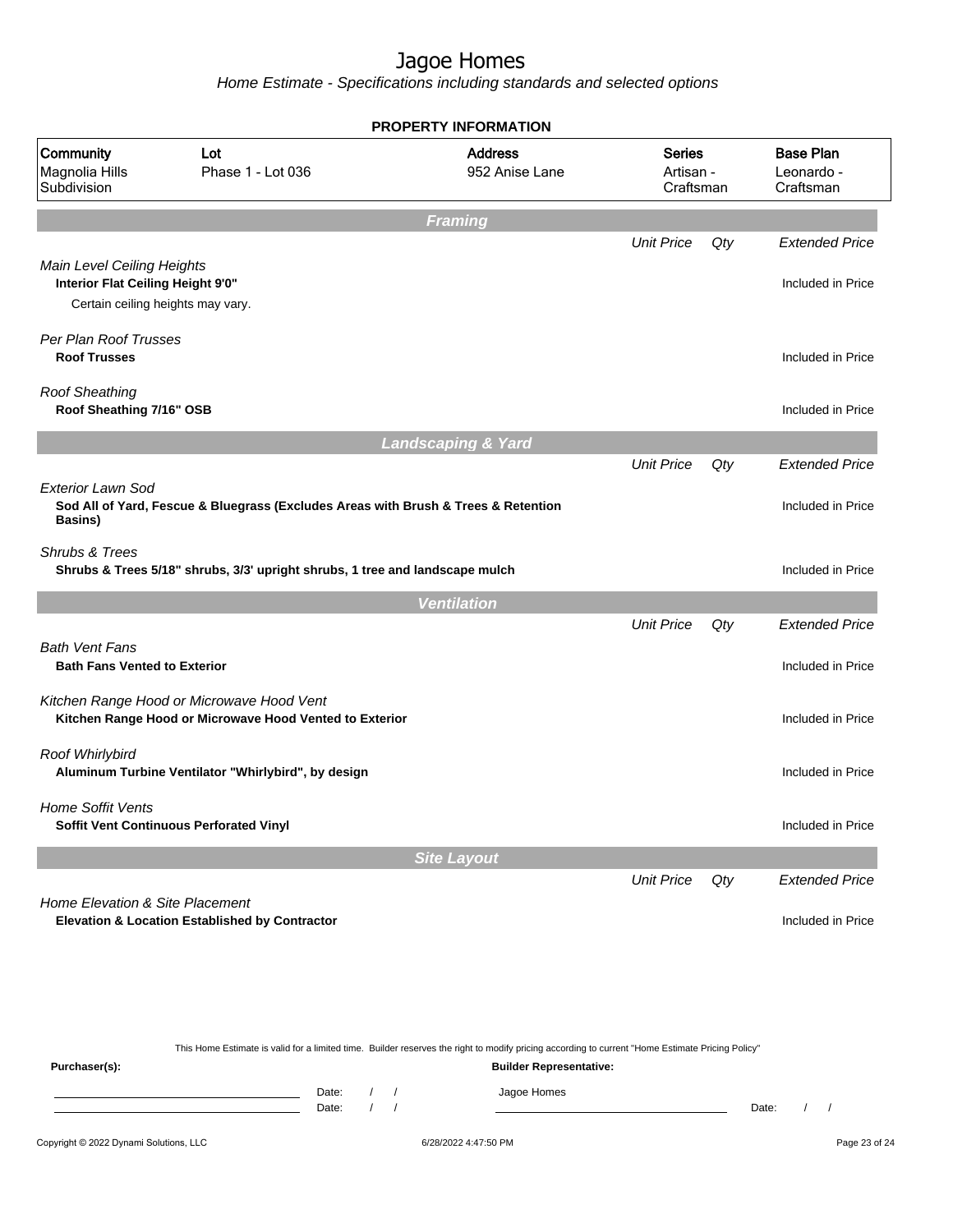# Jagoe Homes

*Home Estimate - Specifications including standards and selected options*

## PROPERTY INFORMATION

| Community | Lot | Address | Series | Base Plan |
|---|---|---|---|---|
| Magnolia Hills Subdivision | Phase 1 - Lot 036 | 952 Anise Lane | Artisan - Craftsman | Leonardo - Craftsman |

## Framing

| | Unit Price | Qty | Extended Price |
|---|---|---|---|
| *Main Level Ceiling Heights* | | | |
| **Interior Flat Ceiling Height 9'0"** | | | Included in Price |
| Certain ceiling heights may vary. | | | |
| *Per Plan Roof Trusses* | | | |
| **Roof Trusses** | | | Included in Price |
| *Roof Sheathing* | | | |
| **Roof Sheathing 7/16" OSB** | | | Included in Price |

## Landscaping & Yard

| | Unit Price | Qty | Extended Price |
|---|---|---|---|
| *Exterior Lawn Sod* | | | |
| **Sod All of Yard, Fescue & Bluegrass (Excludes Areas with Brush & Trees & Retention Basins)** | | | Included in Price |
| *Shrubs & Trees* | | | |
| **Shrubs & Trees 5/18" shrubs, 3/3' upright shrubs, 1 tree and landscape mulch** | | | Included in Price |

## Ventilation

| | Unit Price | Qty | Extended Price |
|---|---|---|---|
| *Bath Vent Fans* | | | |
| **Bath Fans Vented to Exterior** | | | Included in Price |
| *Kitchen Range Hood or Microwave Hood Vent* | | | |
| **Kitchen Range Hood or Microwave Hood Vented to Exterior** | | | Included in Price |
| *Roof Whirlybird* | | | |
| **Aluminum Turbine Ventilator "Whirlybird", by design** | | | Included in Price |
| *Home Soffit Vents* | | | |
| **Soffit Vent Continuous Perforated Vinyl** | | | Included in Price |

## Site Layout

| | Unit Price | Qty | Extended Price |
|---|---|---|---|
| *Home Elevation & Site Placement* | | | |
| **Elevation & Location Established by Contractor** | | | Included in Price |

This Home Estimate is valid for a limited time. Builder reserves the right to modify pricing according to current "Home Estimate Pricing Policy"

**Purchaser(s):**

Date: / /

Date: / /

**Builder Representative:**

Jagoe Homes

Date: / /

Copyright © 2022 Dynami Solutions, LLC 6/28/2022 4:47:50 PM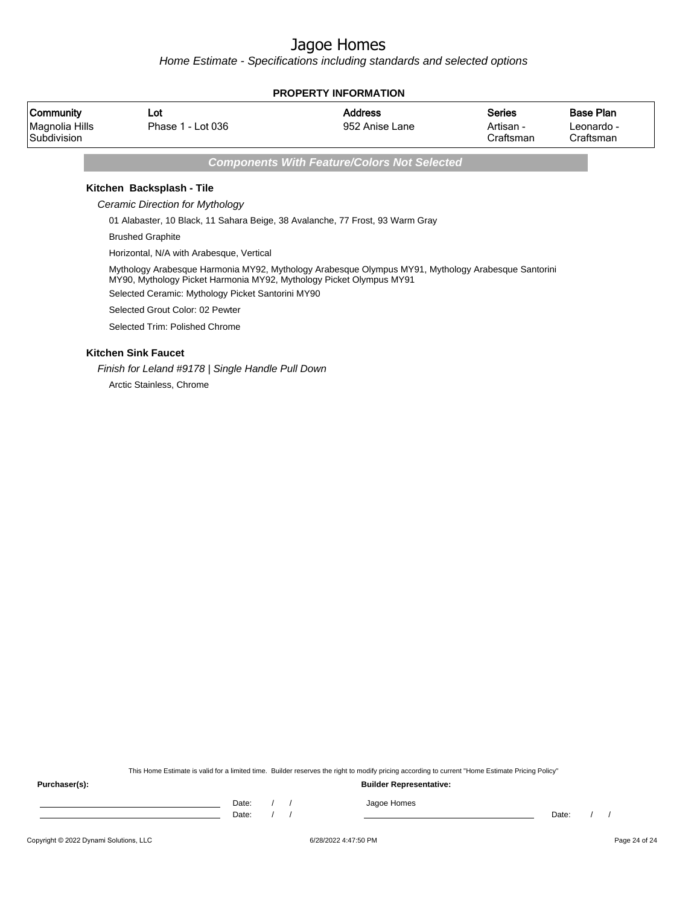# Jagoe Homes

*Home Estimate - Specifications including standards and selected options*

**PROPERTY INFORMATION**

| Community | Lot | Address | Series | Base Plan |
| --- | --- | --- | --- | --- |
| Magnolia Hills Subdivision | Phase 1 - Lot 036 | 952 Anise Lane | Artisan - Craftsman | Leonardo - Craftsman |

## Components With Feature/Colors Not Selected

### Kitchen Backsplash - Tile

*Ceramic Direction for Mythology*

01 Alabaster, 10 Black, 11 Sahara Beige, 38 Avalanche, 77 Frost, 93 Warm Gray

Brushed Graphite

Horizontal, N/A with Arabesque, Vertical

Mythology Arabesque Harmonia MY92, Mythology Arabesque Olympus MY91, Mythology Arabesque Santorini MY90, Mythology Picket Harmonia MY92, Mythology Picket Olympus MY91

Selected Ceramic: Mythology Picket Santorini MY90

Selected Grout Color: 02 Pewter

Selected Trim: Polished Chrome

### Kitchen Sink Faucet

*Finish for Leland #9178 | Single Handle Pull Down*

Arctic Stainless, Chrome

This Home Estimate is valid for a limited time. Builder reserves the right to modify pricing according to current "Home Estimate Pricing Policy"

**Purchaser(s):**

\_\_\_\_\_\_\_\_\_\_\_\_\_\_\_\_\_\_\_\_ Date: / /

\_\_\_\_\_\_\_\_\_\_\_\_\_\_\_\_\_\_\_\_ Date: / /

**Builder Representative:**

Jagoe Homes

\_\_\_\_\_\_\_\_\_\_\_\_\_\_\_\_\_\_\_\_ Date: / /

Copyright © 2022 Dynami Solutions, LLC

6/28/2022 4:47:50 PM